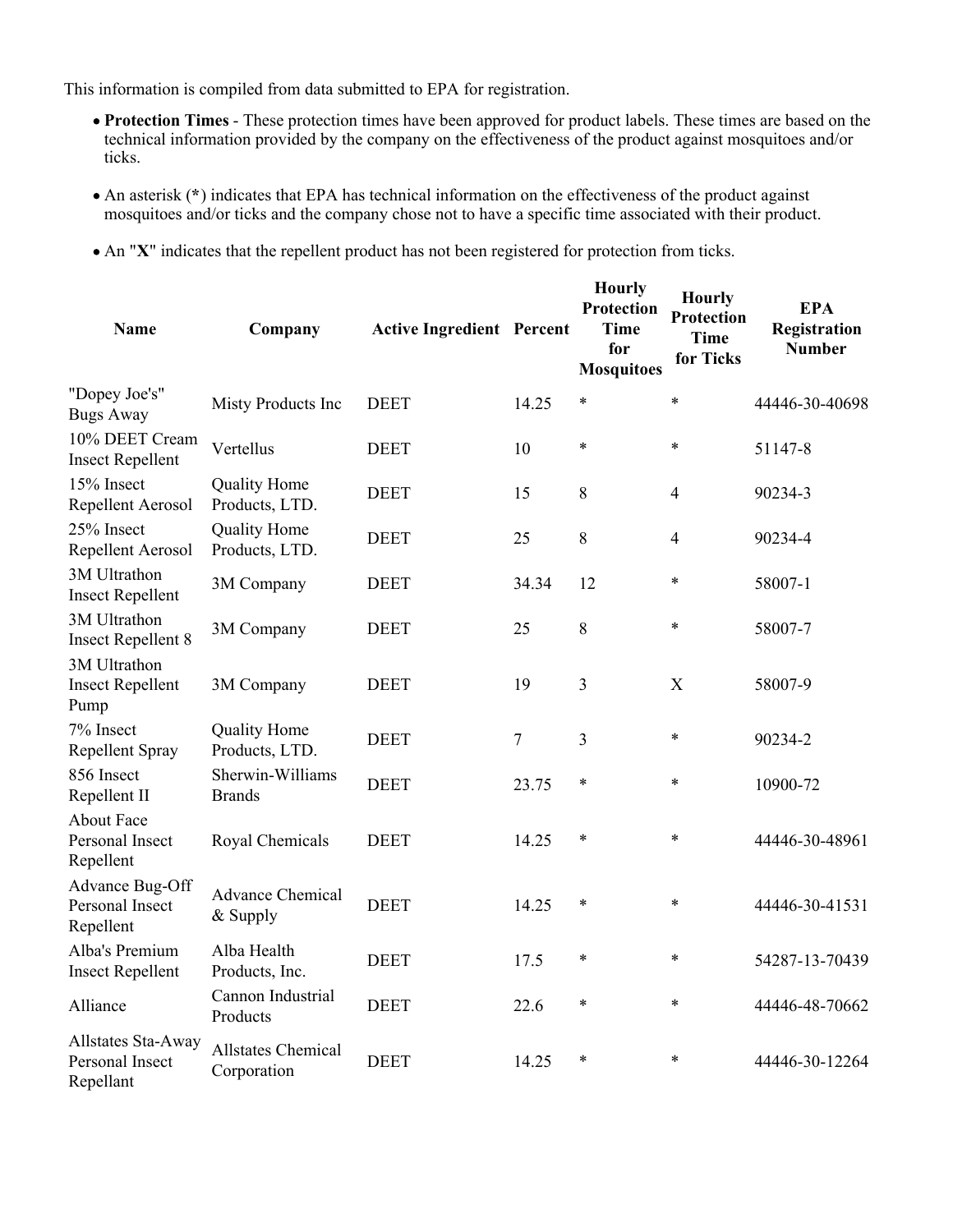This information is compiled from data submitted to EPA for registration.

- **Protection Times** - These protection times have been approved for product labels. These times are based on the technical information provided by the company on the effectiveness of the product against mosquitoes and/or ticks.
- An asterisk (**\***) indicates that EPA has technical information on the effectiveness of the product against mosquitoes and/or ticks and the company chose not to have a specific time associated with their product.
- An "**X**" indicates that the repellent product has not been registered for protection from ticks.

| Name | Company | Active Ingredient | Percent | Hourly Protection Time for Mosquitoes | Hourly Protection Time for Ticks | EPA Registration Number |
|---|---|---|---|---|---|---|
| "Dopey Joe's" Bugs Away | Misty Products Inc | DEET | 14.25 | * | * | 44446-30-40698 |
| 10% DEET Cream Insect Repellent | Vertellus | DEET | 10 | * | * | 51147-8 |
| 15% Insect Repellent Aerosol | Quality Home Products, LTD. | DEET | 15 | 8 | 4 | 90234-3 |
| 25% Insect Repellent Aerosol | Quality Home Products, LTD. | DEET | 25 | 8 | 4 | 90234-4 |
| 3M Ultrathon Insect Repellent | 3M Company | DEET | 34.34 | 12 | * | 58007-1 |
| 3M Ultrathon Insect Repellent 8 | 3M Company | DEET | 25 | 8 | * | 58007-7 |
| 3M Ultrathon Insect Repellent Pump | 3M Company | DEET | 19 | 3 | X | 58007-9 |
| 7% Insect Repellent Spray | Quality Home Products, LTD. | DEET | 7 | 3 | * | 90234-2 |
| 856 Insect Repellent II | Sherwin-Williams Brands | DEET | 23.75 | * | * | 10900-72 |
| About Face Personal Insect Repellent | Royal Chemicals | DEET | 14.25 | * | * | 44446-30-48961 |
| Advance Bug-Off Personal Insect Repellent | Advance Chemical & Supply | DEET | 14.25 | * | * | 44446-30-41531 |
| Alba's Premium Insect Repellent | Alba Health Products, Inc. | DEET | 17.5 | * | * | 54287-13-70439 |
| Alliance | Cannon Industrial Products | DEET | 22.6 | * | * | 44446-48-70662 |
| Allstates Sta-Away Personal Insect Repellant | Allstates Chemical Corporation | DEET | 14.25 | * | * | 44446-30-12264 |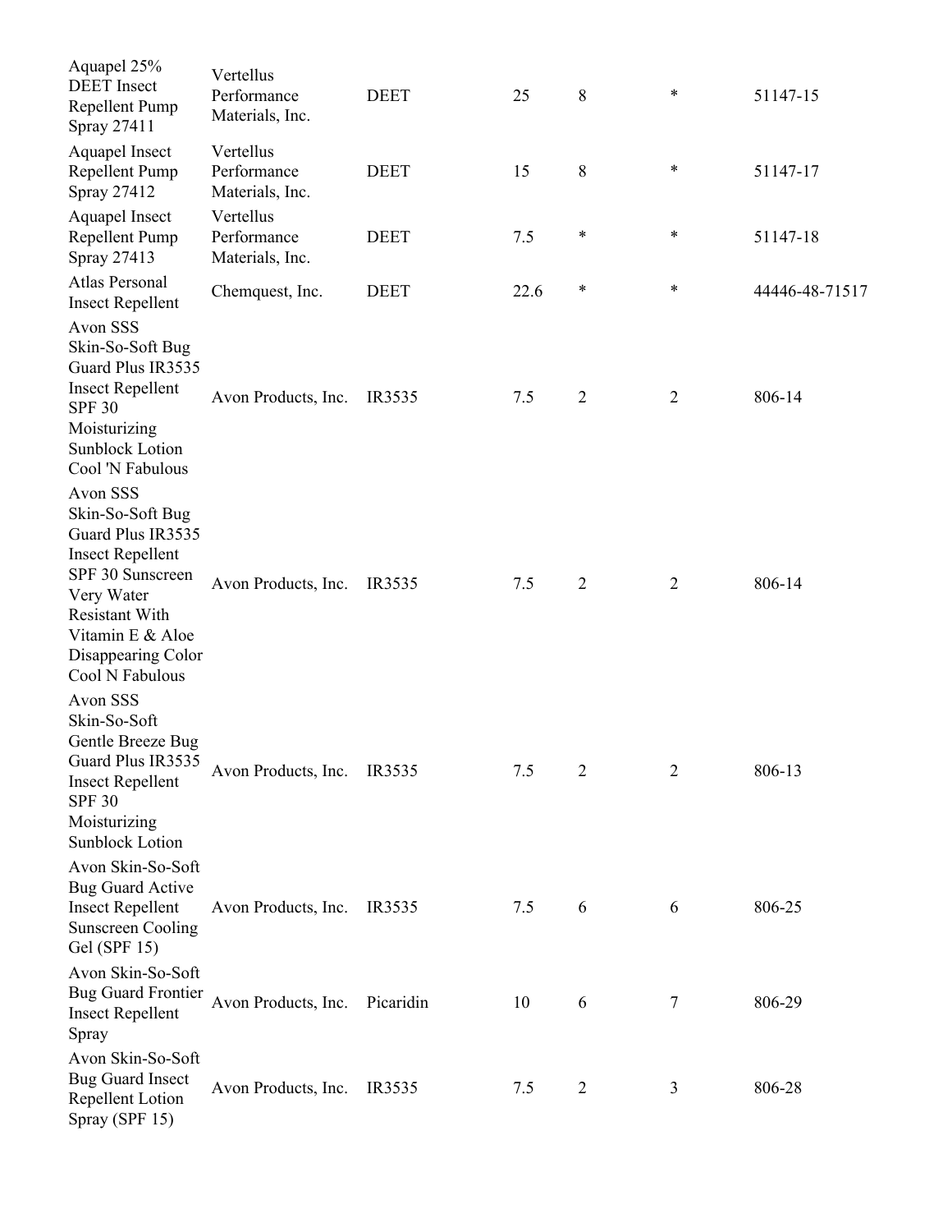| | | | | | | |
|---|---|---|---|---|---|---|
| Aquapel 25% DEET Insect Repellent Pump Spray 27411 | Vertellus Performance Materials, Inc. | DEET | 25 | 8 | * | 51147-15 |
| Aquapel Insect Repellent Pump Spray 27412 | Vertellus Performance Materials, Inc. | DEET | 15 | 8 | * | 51147-17 |
| Aquapel Insect Repellent Pump Spray 27413 | Vertellus Performance Materials, Inc. | DEET | 7.5 | * | * | 51147-18 |
| Atlas Personal Insect Repellent | Chemquest, Inc. | DEET | 22.6 | * | * | 44446-48-71517 |
| Avon SSS Skin-So-Soft Bug Guard Plus IR3535 Insect Repellent SPF 30 Moisturizing Sunblock Lotion Cool 'N Fabulous | Avon Products, Inc. | IR3535 | 7.5 | 2 | 2 | 806-14 |
| Avon SSS Skin-So-Soft Bug Guard Plus IR3535 Insect Repellent SPF 30 Sunscreen Very Water Resistant With Vitamin E & Aloe Disappearing Color Cool N Fabulous | Avon Products, Inc. | IR3535 | 7.5 | 2 | 2 | 806-14 |
| Avon SSS Skin-So-Soft Gentle Breeze Bug Guard Plus IR3535 Insect Repellent SPF 30 Moisturizing Sunblock Lotion | Avon Products, Inc. | IR3535 | 7.5 | 2 | 2 | 806-13 |
| Avon Skin-So-Soft Bug Guard Active Insect Repellent Sunscreen Cooling Gel (SPF 15) | Avon Products, Inc. | IR3535 | 7.5 | 6 | 6 | 806-25 |
| Avon Skin-So-Soft Bug Guard Frontier Insect Repellent Spray | Avon Products, Inc. | Picaridin | 10 | 6 | 7 | 806-29 |
| Avon Skin-So-Soft Bug Guard Insect Repellent Lotion Spray (SPF 15) | Avon Products, Inc. | IR3535 | 7.5 | 2 | 3 | 806-28 |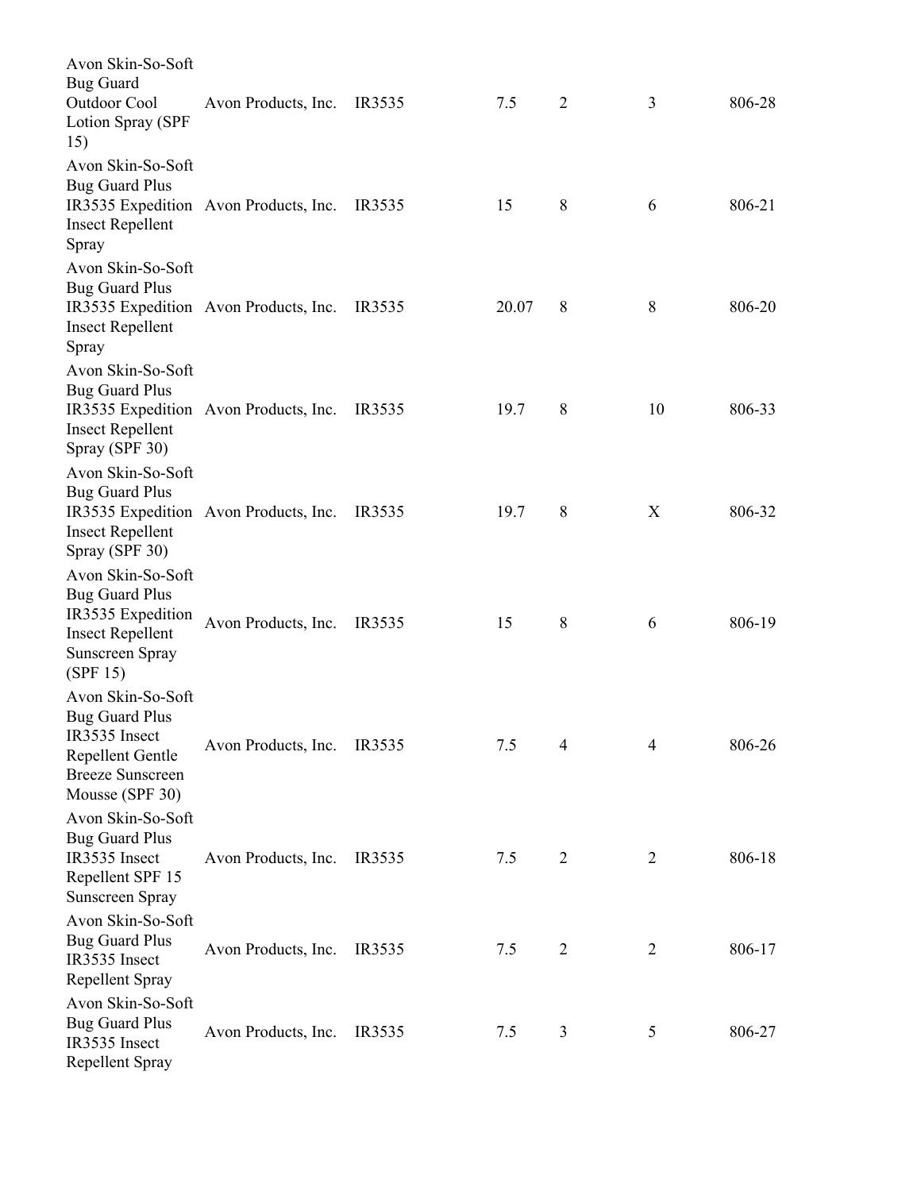| | | | | | | |
|---|---|---|---|---|---|---|
| Avon Skin-So-Soft Bug Guard Outdoor Cool Lotion Spray (SPF 15) | Avon Products, Inc. | IR3535 | 7.5 | 2 | 3 | 806-28 |
| Avon Skin-So-Soft Bug Guard Plus IR3535 Expedition Insect Repellent Spray | Avon Products, Inc. | IR3535 | 15 | 8 | 6 | 806-21 |
| Avon Skin-So-Soft Bug Guard Plus IR3535 Expedition Insect Repellent Spray | Avon Products, Inc. | IR3535 | 20.07 | 8 | 8 | 806-20 |
| Avon Skin-So-Soft Bug Guard Plus IR3535 Expedition Insect Repellent Spray (SPF 30) | Avon Products, Inc. | IR3535 | 19.7 | 8 | 10 | 806-33 |
| Avon Skin-So-Soft Bug Guard Plus IR3535 Expedition Insect Repellent Spray (SPF 30) | Avon Products, Inc. | IR3535 | 19.7 | 8 | X | 806-32 |
| Avon Skin-So-Soft Bug Guard Plus IR3535 Expedition Insect Repellent Sunscreen Spray (SPF 15) | Avon Products, Inc. | IR3535 | 15 | 8 | 6 | 806-19 |
| Avon Skin-So-Soft Bug Guard Plus IR3535 Insect Repellent Gentle Breeze Sunscreen Mousse (SPF 30) | Avon Products, Inc. | IR3535 | 7.5 | 4 | 4 | 806-26 |
| Avon Skin-So-Soft Bug Guard Plus IR3535 Insect Repellent SPF 15 Sunscreen Spray | Avon Products, Inc. | IR3535 | 7.5 | 2 | 2 | 806-18 |
| Avon Skin-So-Soft Bug Guard Plus IR3535 Insect Repellent Spray | Avon Products, Inc. | IR3535 | 7.5 | 2 | 2 | 806-17 |
| Avon Skin-So-Soft Bug Guard Plus IR3535 Insect Repellent Spray | Avon Products, Inc. | IR3535 | 7.5 | 3 | 5 | 806-27 |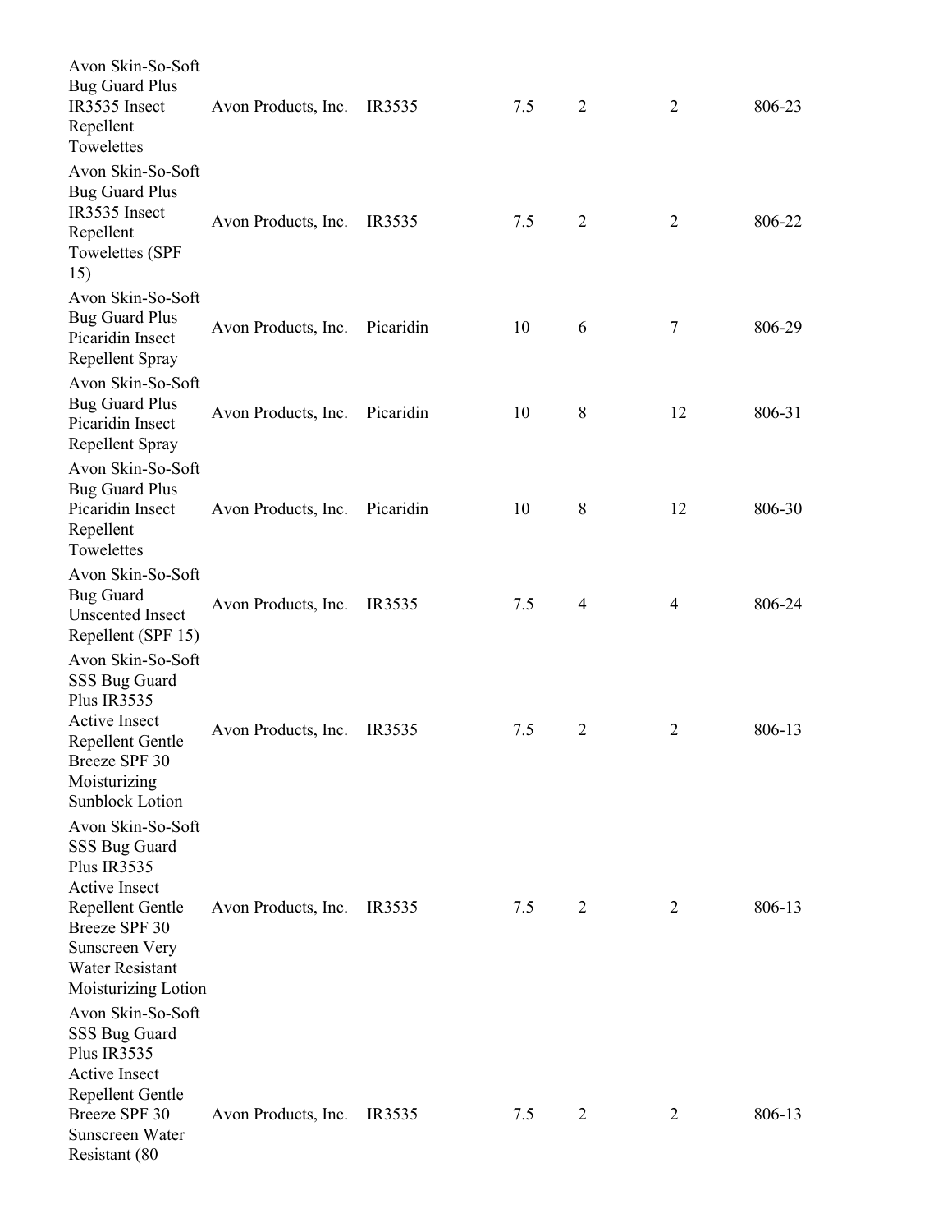| | | | | | | |
|---|---|---|---|---|---|---|
| Avon Skin-So-Soft Bug Guard Plus IR3535 Insect Repellent Towelettes | Avon Products, Inc. | IR3535 | 7.5 | 2 | 2 | 806-23 |
| Avon Skin-So-Soft Bug Guard Plus IR3535 Insect Repellent Towelettes (SPF 15) | Avon Products, Inc. | IR3535 | 7.5 | 2 | 2 | 806-22 |
| Avon Skin-So-Soft Bug Guard Plus Picaridin Insect Repellent Spray | Avon Products, Inc. | Picaridin | 10 | 6 | 7 | 806-29 |
| Avon Skin-So-Soft Bug Guard Plus Picaridin Insect Repellent Spray | Avon Products, Inc. | Picaridin | 10 | 8 | 12 | 806-31 |
| Avon Skin-So-Soft Bug Guard Plus Picaridin Insect Repellent Towelettes | Avon Products, Inc. | Picaridin | 10 | 8 | 12 | 806-30 |
| Avon Skin-So-Soft Bug Guard Unscented Insect Repellent (SPF 15) | Avon Products, Inc. | IR3535 | 7.5 | 4 | 4 | 806-24 |
| Avon Skin-So-Soft SSS Bug Guard Plus IR3535 Active Insect Repellent Gentle Breeze SPF 30 Moisturizing Sunblock Lotion | Avon Products, Inc. | IR3535 | 7.5 | 2 | 2 | 806-13 |
| Avon Skin-So-Soft SSS Bug Guard Plus IR3535 Active Insect Repellent Gentle Breeze SPF 30 Sunscreen Very Water Resistant Moisturizing Lotion | Avon Products, Inc. | IR3535 | 7.5 | 2 | 2 | 806-13 |
| Avon Skin-So-Soft SSS Bug Guard Plus IR3535 Active Insect Repellent Gentle Breeze SPF 30 Sunscreen Water Resistant (80 | Avon Products, Inc. | IR3535 | 7.5 | 2 | 2 | 806-13 |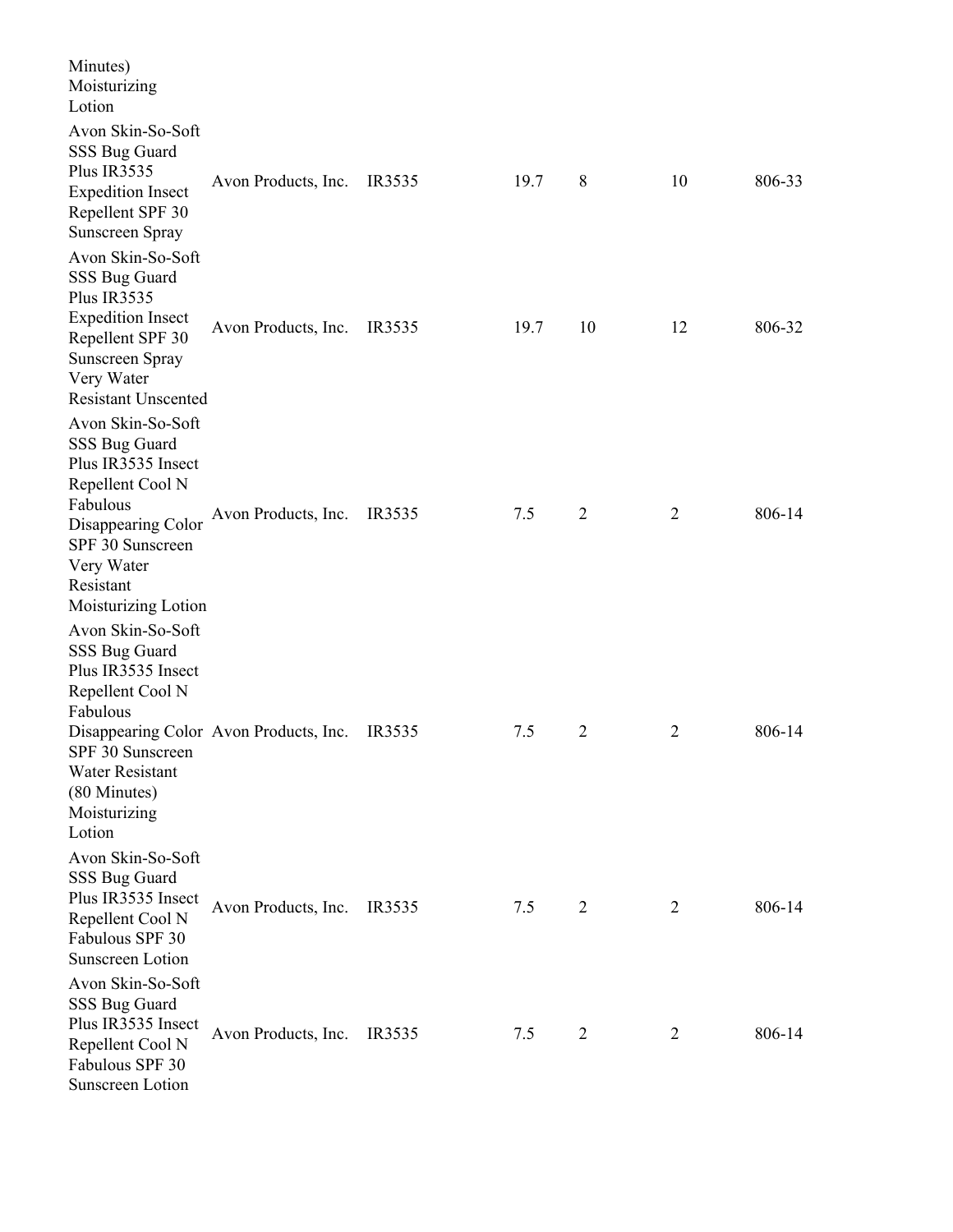| | | | | | | |
|---|---|---|---|---|---|---|
| Minutes) Moisturizing Lotion | | | | | | |
| Avon Skin-So-Soft SSS Bug Guard Plus IR3535 Expedition Insect Repellent SPF 30 Sunscreen Spray | Avon Products, Inc. | IR3535 | 19.7 | 8 | 10 | 806-33 |
| Avon Skin-So-Soft SSS Bug Guard Plus IR3535 Expedition Insect Repellent SPF 30 Sunscreen Spray Very Water Resistant Unscented | Avon Products, Inc. | IR3535 | 19.7 | 10 | 12 | 806-32 |
| Avon Skin-So-Soft SSS Bug Guard Plus IR3535 Insect Repellent Cool N Fabulous Disappearing Color SPF 30 Sunscreen Very Water Resistant Moisturizing Lotion | Avon Products, Inc. | IR3535 | 7.5 | 2 | 2 | 806-14 |
| Avon Skin-So-Soft SSS Bug Guard Plus IR3535 Insect Repellent Cool N Fabulous Disappearing Color SPF 30 Sunscreen Water Resistant (80 Minutes) Moisturizing Lotion | Avon Products, Inc. | IR3535 | 7.5 | 2 | 2 | 806-14 |
| Avon Skin-So-Soft SSS Bug Guard Plus IR3535 Insect Repellent Cool N Fabulous SPF 30 Sunscreen Lotion | Avon Products, Inc. | IR3535 | 7.5 | 2 | 2 | 806-14 |
| Avon Skin-So-Soft SSS Bug Guard Plus IR3535 Insect Repellent Cool N Fabulous SPF 30 Sunscreen Lotion | Avon Products, Inc. | IR3535 | 7.5 | 2 | 2 | 806-14 |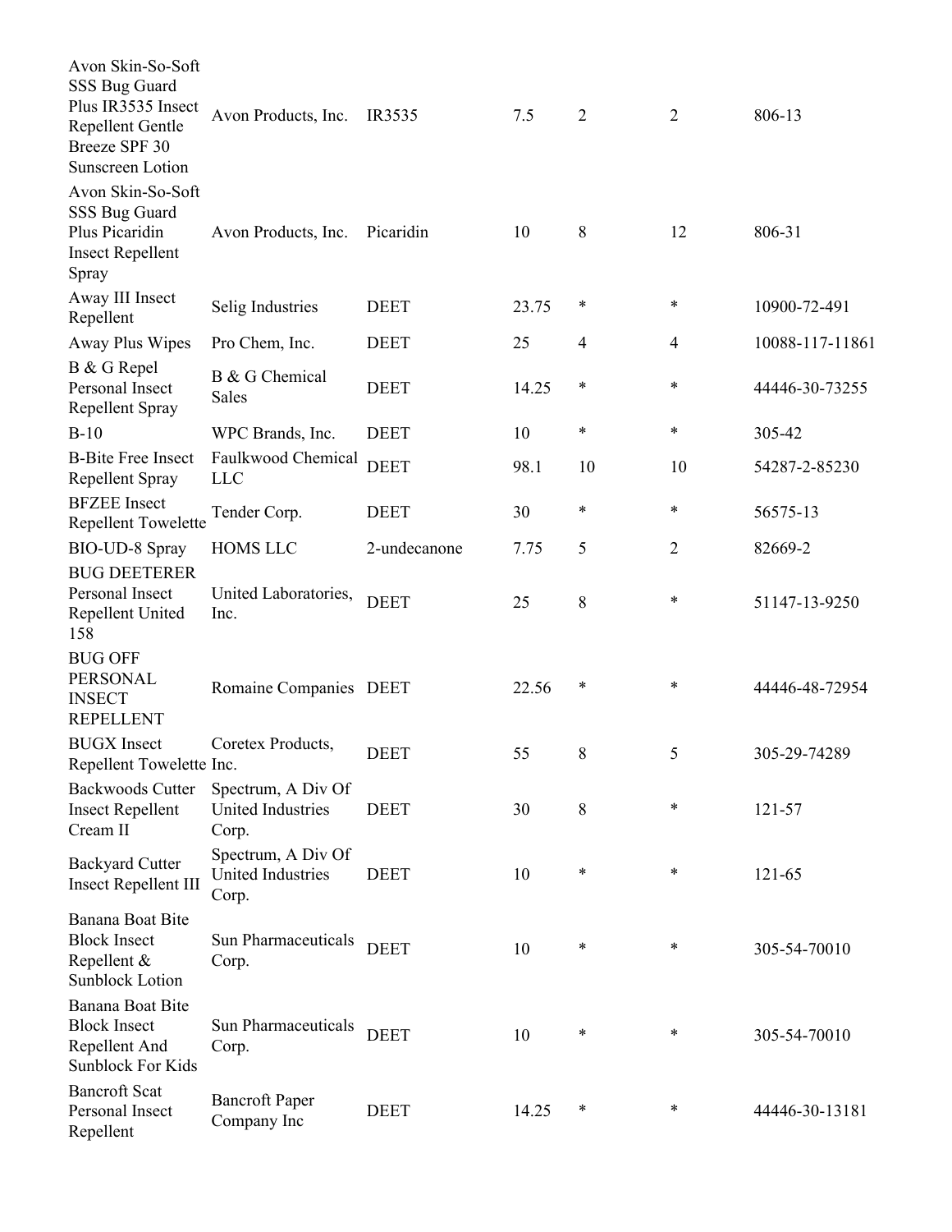| | | | | | | |
|---|---|---|---|---|---|---|
| Avon Skin-So-Soft SSS Bug Guard Plus IR3535 Insect Repellent Gentle Breeze SPF 30 Sunscreen Lotion | Avon Products, Inc. | IR3535 | 7.5 | 2 | 2 | 806-13 |
| Avon Skin-So-Soft SSS Bug Guard Plus Picaridin Insect Repellent Spray | Avon Products, Inc. | Picaridin | 10 | 8 | 12 | 806-31 |
| Away III Insect Repellent | Selig Industries | DEET | 23.75 | * | * | 10900-72-491 |
| Away Plus Wipes | Pro Chem, Inc. | DEET | 25 | 4 | 4 | 10088-117-11861 |
| B & G Repel Personal Insect Repellent Spray | B & G Chemical Sales | DEET | 14.25 | * | * | 44446-30-73255 |
| B-10 | WPC Brands, Inc. | DEET | 10 | * | * | 305-42 |
| B-Bite Free Insect Repellent Spray | Faulkwood Chemical LLC | DEET | 98.1 | 10 | 10 | 54287-2-85230 |
| BFZEE Insect Repellent Towelette | Tender Corp. | DEET | 30 | * | * | 56575-13 |
| BIO-UD-8 Spray | HOMS LLC | 2-undecanone | 7.75 | 5 | 2 | 82669-2 |
| BUG DEETERER Personal Insect Repellent United 158 | United Laboratories, Inc. | DEET | 25 | 8 | * | 51147-13-9250 |
| BUG OFF PERSONAL INSECT REPELLENT | Romaine Companies | DEET | 22.56 | * | * | 44446-48-72954 |
| BUGX Insect Repellent Towelette | Coretex Products, Inc. | DEET | 55 | 8 | 5 | 305-29-74289 |
| Backwoods Cutter Insect Repellent Cream II | Spectrum, A Div Of United Industries Corp. | DEET | 30 | 8 | * | 121-57 |
| Backyard Cutter Insect Repellent III | Spectrum, A Div Of United Industries Corp. | DEET | 10 | * | * | 121-65 |
| Banana Boat Bite Block Insect Repellent & Sunblock Lotion | Sun Pharmaceuticals Corp. | DEET | 10 | * | * | 305-54-70010 |
| Banana Boat Bite Block Insect Repellent And Sunblock For Kids | Sun Pharmaceuticals Corp. | DEET | 10 | * | * | 305-54-70010 |
| Bancroft Scat Personal Insect Repellent | Bancroft Paper Company Inc | DEET | 14.25 | * | * | 44446-30-13181 |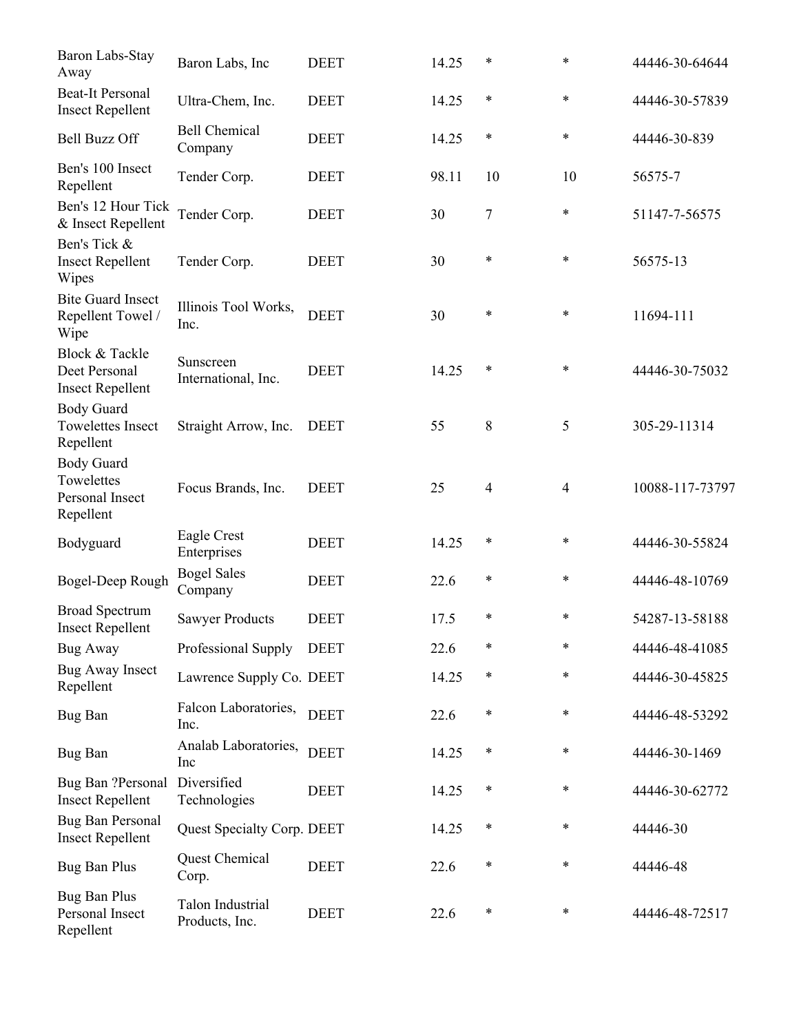| | | | | | | |
|---|---|---|---|---|---|---|
| Baron Labs-Stay Away | Baron Labs, Inc | DEET | 14.25 | * | * | 44446-30-64644 |
| Beat-It Personal Insect Repellent | Ultra-Chem, Inc. | DEET | 14.25 | * | * | 44446-30-57839 |
| Bell Buzz Off | Bell Chemical Company | DEET | 14.25 | * | * | 44446-30-839 |
| Ben's 100 Insect Repellent | Tender Corp. | DEET | 98.11 | 10 | 10 | 56575-7 |
| Ben's 12 Hour Tick & Insect Repellent | Tender Corp. | DEET | 30 | 7 | * | 51147-7-56575 |
| Ben's Tick & Insect Repellent Wipes | Tender Corp. | DEET | 30 | * | * | 56575-13 |
| Bite Guard Insect Repellent Towel / Wipe | Illinois Tool Works, Inc. | DEET | 30 | * | * | 11694-111 |
| Block & Tackle Deet Personal Insect Repellent | Sunscreen International, Inc. | DEET | 14.25 | * | * | 44446-30-75032 |
| Body Guard Towelettes Insect Repellent | Straight Arrow, Inc. | DEET | 55 | 8 | 5 | 305-29-11314 |
| Body Guard Towelettes Personal Insect Repellent | Focus Brands, Inc. | DEET | 25 | 4 | 4 | 10088-117-73797 |
| Bodyguard | Eagle Crest Enterprises | DEET | 14.25 | * | * | 44446-30-55824 |
| Bogel-Deep Rough | Bogel Sales Company | DEET | 22.6 | * | * | 44446-48-10769 |
| Broad Spectrum Insect Repellent | Sawyer Products | DEET | 17.5 | * | * | 54287-13-58188 |
| Bug Away | Professional Supply | DEET | 22.6 | * | * | 44446-48-41085 |
| Bug Away Insect Repellent | Lawrence Supply Co. | DEET | 14.25 | * | * | 44446-30-45825 |
| Bug Ban | Falcon Laboratories, Inc. | DEET | 22.6 | * | * | 44446-48-53292 |
| Bug Ban | Analab Laboratories, Inc | DEET | 14.25 | * | * | 44446-30-1469 |
| Bug Ban ?Personal Insect Repellent | Diversified Technologies | DEET | 14.25 | * | * | 44446-30-62772 |
| Bug Ban Personal Insect Repellent | Quest Specialty Corp. | DEET | 14.25 | * | * | 44446-30 |
| Bug Ban Plus | Quest Chemical Corp. | DEET | 22.6 | * | * | 44446-48 |
| Bug Ban Plus Personal Insect Repellent | Talon Industrial Products, Inc. | DEET | 22.6 | * | * | 44446-48-72517 |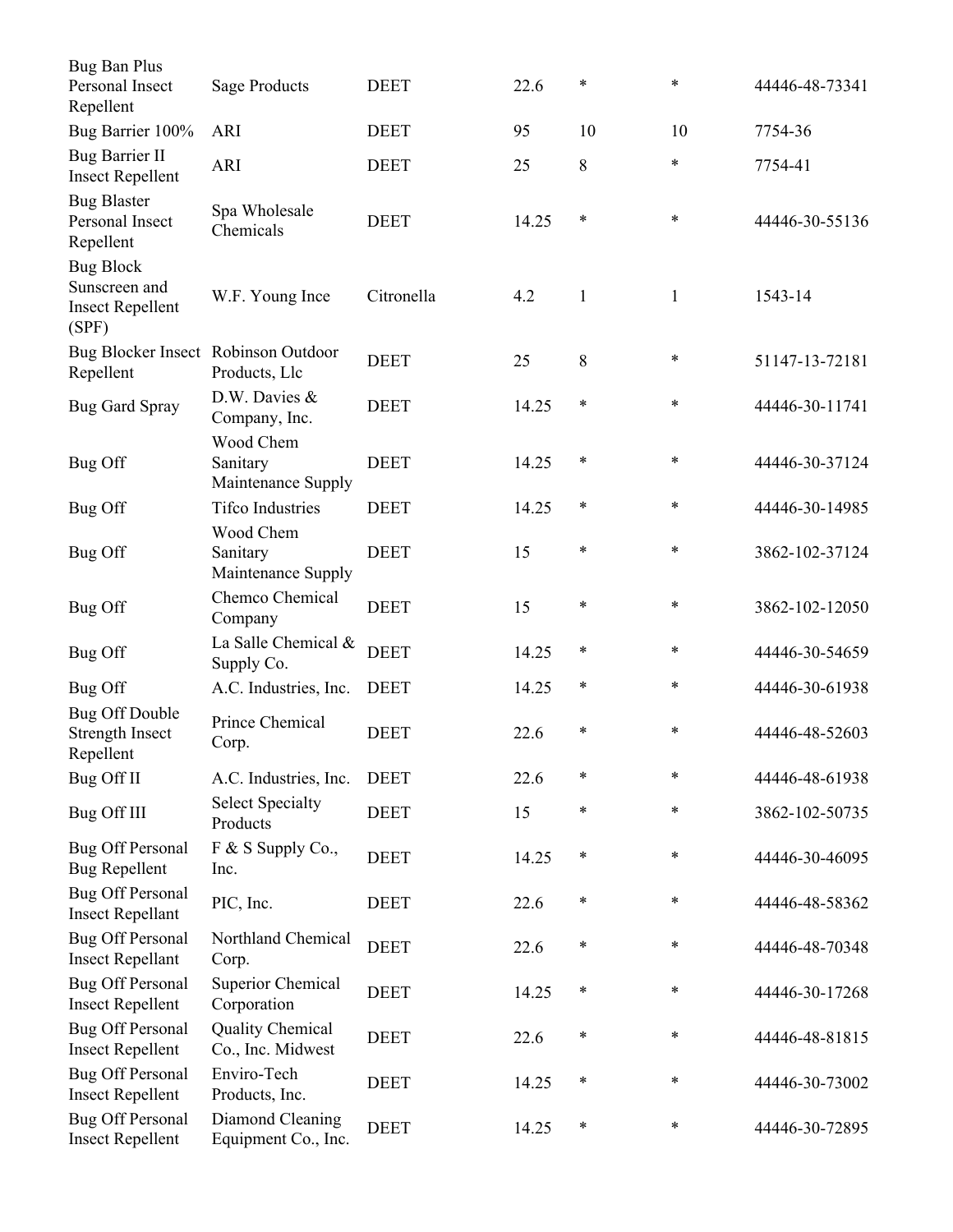| | | | | | | |
|---|---|---|---|---|---|---|
| Bug Ban Plus Personal Insect Repellent | Sage Products | DEET | 22.6 | * | * | 44446-48-73341 |
| Bug Barrier 100% | ARI | DEET | 95 | 10 | 10 | 7754-36 |
| Bug Barrier II Insect Repellent | ARI | DEET | 25 | 8 | * | 7754-41 |
| Bug Blaster Personal Insect Repellent | Spa Wholesale Chemicals | DEET | 14.25 | * | * | 44446-30-55136 |
| Bug Block Sunscreen and Insect Repellent (SPF) | W.F. Young Ince | Citronella | 4.2 | 1 | 1 | 1543-14 |
| Bug Blocker Insect Repellent | Robinson Outdoor Products, Llc | DEET | 25 | 8 | * | 51147-13-72181 |
| Bug Gard Spray | D.W. Davies & Company, Inc. | DEET | 14.25 | * | * | 44446-30-11741 |
| Bug Off | Wood Chem Sanitary Maintenance Supply | DEET | 14.25 | * | * | 44446-30-37124 |
| Bug Off | Tifco Industries | DEET | 14.25 | * | * | 44446-30-14985 |
| Bug Off | Wood Chem Sanitary Maintenance Supply | DEET | 15 | * | * | 3862-102-37124 |
| Bug Off | Chemco Chemical Company | DEET | 15 | * | * | 3862-102-12050 |
| Bug Off | La Salle Chemical & Supply Co. | DEET | 14.25 | * | * | 44446-30-54659 |
| Bug Off | A.C. Industries, Inc. | DEET | 14.25 | * | * | 44446-30-61938 |
| Bug Off Double Strength Insect Repellent | Prince Chemical Corp. | DEET | 22.6 | * | * | 44446-48-52603 |
| Bug Off II | A.C. Industries, Inc. | DEET | 22.6 | * | * | 44446-48-61938 |
| Bug Off III | Select Specialty Products | DEET | 15 | * | * | 3862-102-50735 |
| Bug Off Personal Bug Repellent | F & S Supply Co., Inc. | DEET | 14.25 | * | * | 44446-30-46095 |
| Bug Off Personal Insect Repellant | PIC, Inc. | DEET | 22.6 | * | * | 44446-48-58362 |
| Bug Off Personal Insect Repellant | Northland Chemical Corp. | DEET | 22.6 | * | * | 44446-48-70348 |
| Bug Off Personal Insect Repellent | Superior Chemical Corporation | DEET | 14.25 | * | * | 44446-30-17268 |
| Bug Off Personal Insect Repellent | Quality Chemical Co., Inc. Midwest | DEET | 22.6 | * | * | 44446-48-81815 |
| Bug Off Personal Insect Repellent | Enviro-Tech Products, Inc. | DEET | 14.25 | * | * | 44446-30-73002 |
| Bug Off Personal Insect Repellent | Diamond Cleaning Equipment Co., Inc. | DEET | 14.25 | * | * | 44446-30-72895 |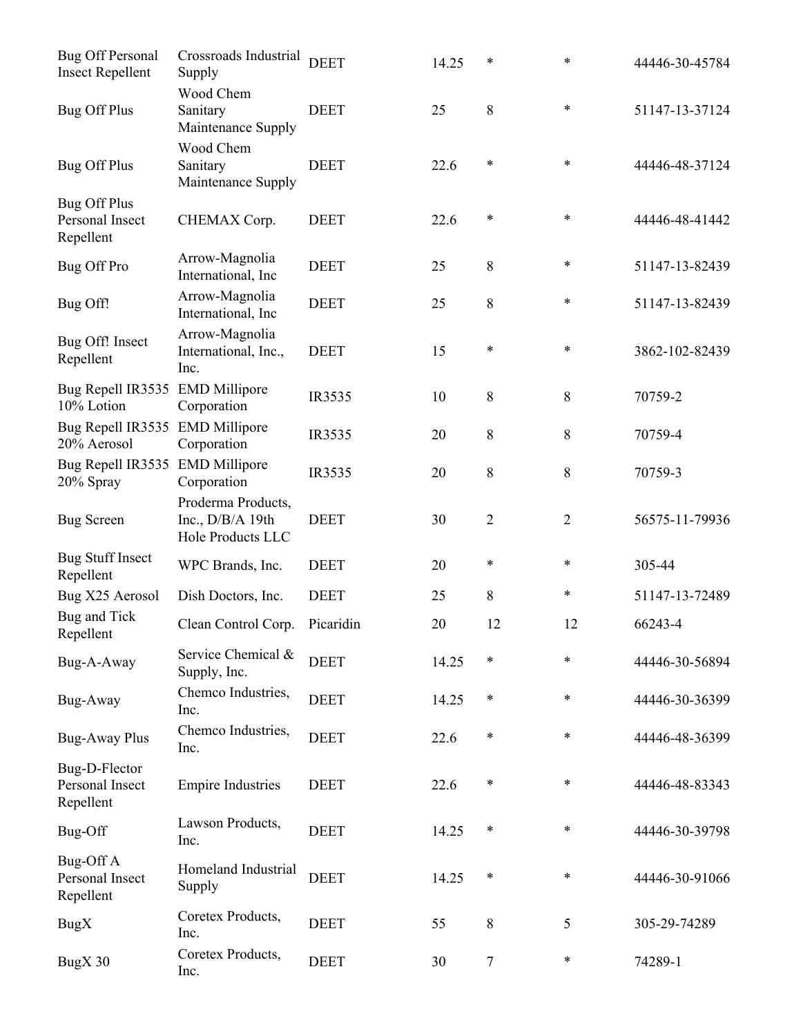| | | | | | | |
|---|---|---|---|---|---|---|
| Bug Off Personal Insect Repellent | Crossroads Industrial Supply | DEET | 14.25 | * | * | 44446-30-45784 |
| Bug Off Plus | Wood Chem Sanitary Maintenance Supply | DEET | 25 | 8 | * | 51147-13-37124 |
| Bug Off Plus | Wood Chem Sanitary Maintenance Supply | DEET | 22.6 | * | * | 44446-48-37124 |
| Bug Off Plus Personal Insect Repellent | CHEMAX Corp. | DEET | 22.6 | * | * | 44446-48-41442 |
| Bug Off Pro | Arrow-Magnolia International, Inc | DEET | 25 | 8 | * | 51147-13-82439 |
| Bug Off! | Arrow-Magnolia International, Inc | DEET | 25 | 8 | * | 51147-13-82439 |
| Bug Off! Insect Repellent | Arrow-Magnolia International, Inc., Inc. | DEET | 15 | * | * | 3862-102-82439 |
| Bug Repell IR3535 10% Lotion | EMD Millipore Corporation | IR3535 | 10 | 8 | 8 | 70759-2 |
| Bug Repell IR3535 20% Aerosol | EMD Millipore Corporation | IR3535 | 20 | 8 | 8 | 70759-4 |
| Bug Repell IR3535 20% Spray | EMD Millipore Corporation | IR3535 | 20 | 8 | 8 | 70759-3 |
| Bug Screen | Proderma Products, Inc., D/B/A 19th Hole Products LLC | DEET | 30 | 2 | 2 | 56575-11-79936 |
| Bug Stuff Insect Repellent | WPC Brands, Inc. | DEET | 20 | * | * | 305-44 |
| Bug X25 Aerosol | Dish Doctors, Inc. | DEET | 25 | 8 | * | 51147-13-72489 |
| Bug and Tick Repellent | Clean Control Corp. | Picaridin | 20 | 12 | 12 | 66243-4 |
| Bug-A-Away | Service Chemical & Supply, Inc. | DEET | 14.25 | * | * | 44446-30-56894 |
| Bug-Away | Chemco Industries, Inc. | DEET | 14.25 | * | * | 44446-30-36399 |
| Bug-Away Plus | Chemco Industries, Inc. | DEET | 22.6 | * | * | 44446-48-36399 |
| Bug-D-Flector Personal Insect Repellent | Empire Industries | DEET | 22.6 | * | * | 44446-48-83343 |
| Bug-Off | Lawson Products, Inc. | DEET | 14.25 | * | * | 44446-30-39798 |
| Bug-Off A Personal Insect Repellent | Homeland Industrial Supply | DEET | 14.25 | * | * | 44446-30-91066 |
| BugX | Coretex Products, Inc. | DEET | 55 | 8 | 5 | 305-29-74289 |
| BugX 30 | Coretex Products, Inc. | DEET | 30 | 7 | * | 74289-1 |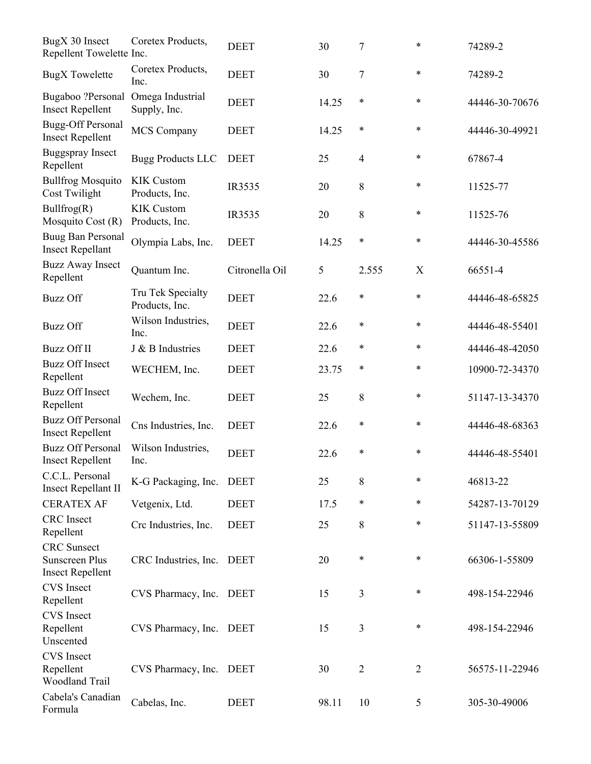| | | | | | | |
|---|---|---|---|---|---|---|
| BugX 30 Insect Repellent Towelette | Coretex Products, Inc. | DEET | 30 | 7 | * | 74289-2 |
| BugX Towelette | Coretex Products, Inc. | DEET | 30 | 7 | * | 74289-2 |
| Bugaboo ?Personal Insect Repellent | Omega Industrial Supply, Inc. | DEET | 14.25 | * | * | 44446-30-70676 |
| Bugg-Off Personal Insect Repellent | MCS Company | DEET | 14.25 | * | * | 44446-30-49921 |
| Buggspray Insect Repellent | Bugg Products LLC | DEET | 25 | 4 | * | 67867-4 |
| Bullfrog Mosquito Cost Twilight | KIK Custom Products, Inc. | IR3535 | 20 | 8 | * | 11525-77 |
| Bullfrog(R) Mosquito Cost (R) | KIK Custom Products, Inc. | IR3535 | 20 | 8 | * | 11525-76 |
| Buug Ban Personal Insect Repellant | Olympia Labs, Inc. | DEET | 14.25 | * | * | 44446-30-45586 |
| Buzz Away Insect Repellent | Quantum Inc. | Citronella Oil | 5 | 2.555 | X | 66551-4 |
| Buzz Off | Tru Tek Specialty Products, Inc. | DEET | 22.6 | * | * | 44446-48-65825 |
| Buzz Off | Wilson Industries, Inc. | DEET | 22.6 | * | * | 44446-48-55401 |
| Buzz Off II | J & B Industries | DEET | 22.6 | * | * | 44446-48-42050 |
| Buzz Off Insect Repellent | WECHEM, Inc. | DEET | 23.75 | * | * | 10900-72-34370 |
| Buzz Off Insect Repellent | Wechem, Inc. | DEET | 25 | 8 | * | 51147-13-34370 |
| Buzz Off Personal Insect Repellent | Cns Industries, Inc. | DEET | 22.6 | * | * | 44446-48-68363 |
| Buzz Off Personal Insect Repellent | Wilson Industries, Inc. | DEET | 22.6 | * | * | 44446-48-55401 |
| C.C.L. Personal Insect Repellant II | K-G Packaging, Inc. | DEET | 25 | 8 | * | 46813-22 |
| CERATEX AF | Vetgenix, Ltd. | DEET | 17.5 | * | * | 54287-13-70129 |
| CRC Insect Repellent | Crc Industries, Inc. | DEET | 25 | 8 | * | 51147-13-55809 |
| CRC Sunsect Sunscreen Plus Insect Repellent | CRC Industries, Inc. | DEET | 20 | * | * | 66306-1-55809 |
| CVS Insect Repellent | CVS Pharmacy, Inc. | DEET | 15 | 3 | * | 498-154-22946 |
| CVS Insect Repellent Unscented | CVS Pharmacy, Inc. | DEET | 15 | 3 | * | 498-154-22946 |
| CVS Insect Repellent Woodland Trail | CVS Pharmacy, Inc. | DEET | 30 | 2 | 2 | 56575-11-22946 |
| Cabela's Canadian Formula | Cabelas, Inc. | DEET | 98.11 | 10 | 5 | 305-30-49006 |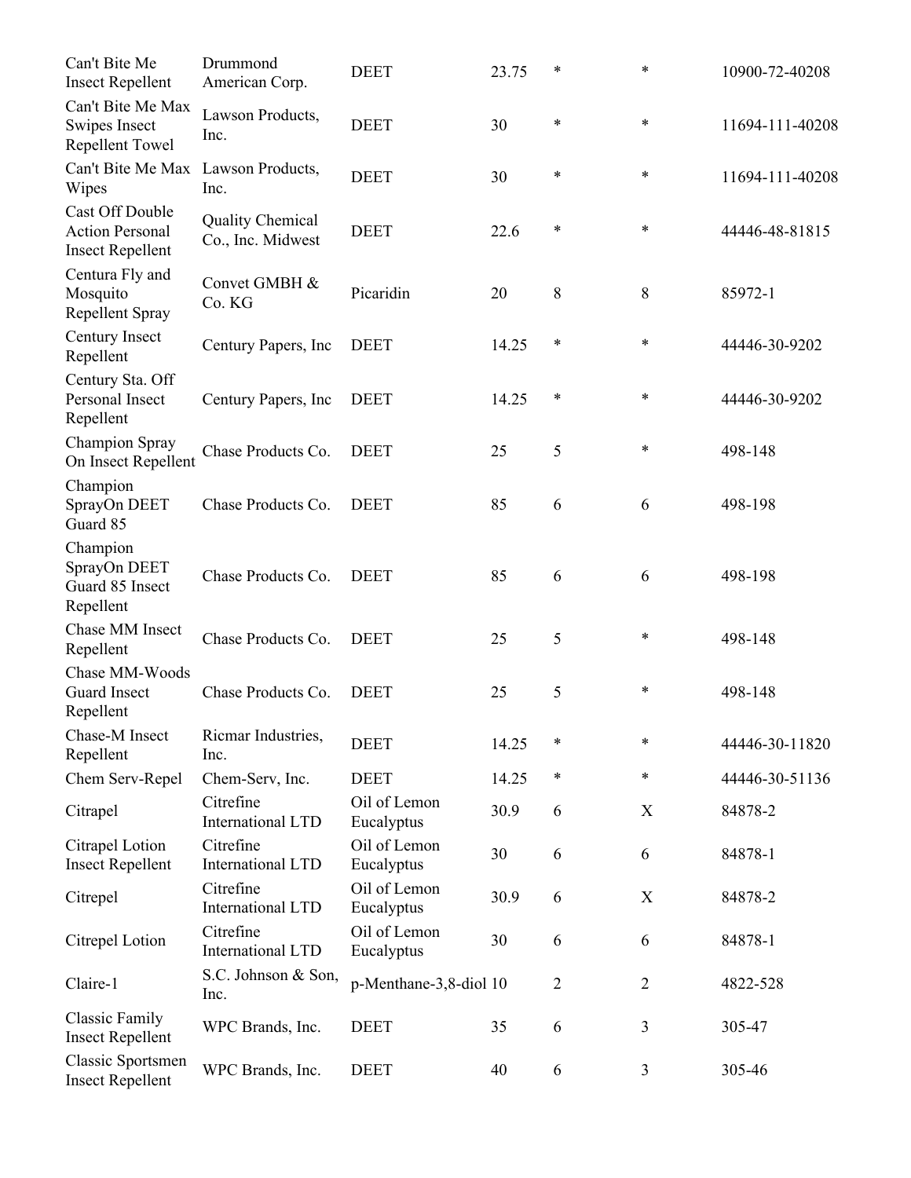| | | | | | | |
|---|---|---|---|---|---|---|
| Can't Bite Me Insect Repellent | Drummond American Corp. | DEET | 23.75 | * | * | 10900-72-40208 |
| Can't Bite Me Max Swipes Insect Repellent Towel | Lawson Products, Inc. | DEET | 30 | * | * | 11694-111-40208 |
| Can't Bite Me Max Wipes | Lawson Products, Inc. | DEET | 30 | * | * | 11694-111-40208 |
| Cast Off Double Action Personal Insect Repellent | Quality Chemical Co., Inc. Midwest | DEET | 22.6 | * | * | 44446-48-81815 |
| Centura Fly and Mosquito Repellent Spray | Convet GMBH & Co. KG | Picaridin | 20 | 8 | 8 | 85972-1 |
| Century Insect Repellent | Century Papers, Inc | DEET | 14.25 | * | * | 44446-30-9202 |
| Century Sta. Off Personal Insect Repellent | Century Papers, Inc | DEET | 14.25 | * | * | 44446-30-9202 |
| Champion Spray On Insect Repellent | Chase Products Co. | DEET | 25 | 5 | * | 498-148 |
| Champion SprayOn DEET Guard 85 | Chase Products Co. | DEET | 85 | 6 | 6 | 498-198 |
| Champion SprayOn DEET Guard 85 Insect Repellent | Chase Products Co. | DEET | 85 | 6 | 6 | 498-198 |
| Chase MM Insect Repellent | Chase Products Co. | DEET | 25 | 5 | * | 498-148 |
| Chase MM-Woods Guard Insect Repellent | Chase Products Co. | DEET | 25 | 5 | * | 498-148 |
| Chase-M Insect Repellent | Ricmar Industries, Inc. | DEET | 14.25 | * | * | 44446-30-11820 |
| Chem Serv-Repel | Chem-Serv, Inc. | DEET | 14.25 | * | * | 44446-30-51136 |
| Citrapel | Citrefine International LTD | Oil of Lemon Eucalyptus | 30.9 | 6 | X | 84878-2 |
| Citrapel Lotion Insect Repellent | Citrefine International LTD | Oil of Lemon Eucalyptus | 30 | 6 | 6 | 84878-1 |
| Citrepel | Citrefine International LTD | Oil of Lemon Eucalyptus | 30.9 | 6 | X | 84878-2 |
| Citrepel Lotion | Citrefine International LTD | Oil of Lemon Eucalyptus | 30 | 6 | 6 | 84878-1 |
| Claire-1 | S.C. Johnson & Son, Inc. | p-Menthane-3,8-diol | 10 | 2 | 2 | 4822-528 |
| Classic Family Insect Repellent | WPC Brands, Inc. | DEET | 35 | 6 | 3 | 305-47 |
| Classic Sportsmen Insect Repellent | WPC Brands, Inc. | DEET | 40 | 6 | 3 | 305-46 |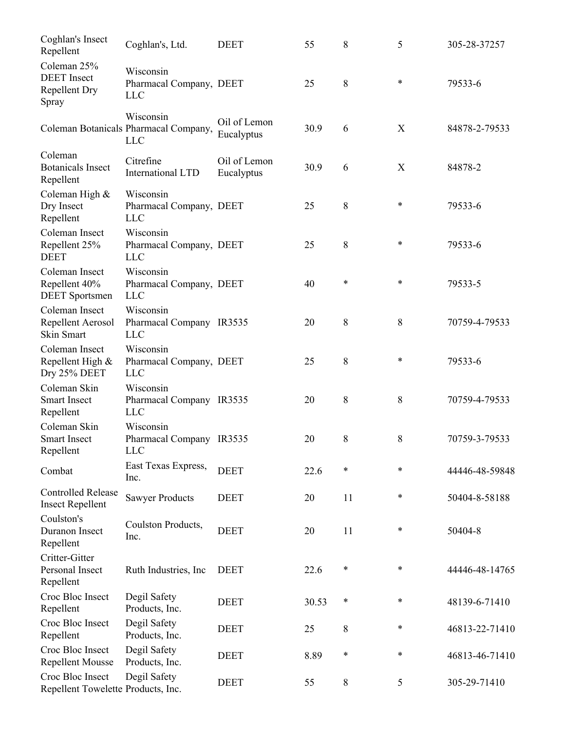| | | | | | | |
|---|---|---|---|---|---|---|
| Coghlan's Insect Repellent | Coghlan's, Ltd. | DEET | 55 | 8 | 5 | 305-28-37257 |
| Coleman 25% DEET Insect Repellent Dry Spray | Wisconsin Pharmacal Company, LLC | DEET | 25 | 8 | * | 79533-6 |
| Coleman Botanicals | Wisconsin Pharmacal Company, LLC | Oil of Lemon Eucalyptus | 30.9 | 6 | X | 84878-2-79533 |
| Coleman Botanicals Insect Repellent | Citrefine International LTD | Oil of Lemon Eucalyptus | 30.9 | 6 | X | 84878-2 |
| Coleman High & Dry Insect Repellent | Wisconsin Pharmacal Company, LLC | DEET | 25 | 8 | * | 79533-6 |
| Coleman Insect Repellent 25% DEET | Wisconsin Pharmacal Company, LLC | DEET | 25 | 8 | * | 79533-6 |
| Coleman Insect Repellent 40% DEET Sportsmen | Wisconsin Pharmacal Company, LLC | DEET | 40 | * | * | 79533-5 |
| Coleman Insect Repellent Aerosol Skin Smart | Wisconsin Pharmacal Company LLC | IR3535 | 20 | 8 | 8 | 70759-4-79533 |
| Coleman Insect Repellent High & Dry 25% DEET | Wisconsin Pharmacal Company, LLC | DEET | 25 | 8 | * | 79533-6 |
| Coleman Skin Smart Insect Repellent | Wisconsin Pharmacal Company LLC | IR3535 | 20 | 8 | 8 | 70759-4-79533 |
| Coleman Skin Smart Insect Repellent | Wisconsin Pharmacal Company LLC | IR3535 | 20 | 8 | 8 | 70759-3-79533 |
| Combat | East Texas Express, Inc. | DEET | 22.6 | * | * | 44446-48-59848 |
| Controlled Release Insect Repellent | Sawyer Products | DEET | 20 | 11 | * | 50404-8-58188 |
| Coulston's Duranon Insect Repellent | Coulston Products, Inc. | DEET | 20 | 11 | * | 50404-8 |
| Critter-Gitter Personal Insect Repellent | Ruth Industries, Inc | DEET | 22.6 | * | * | 44446-48-14765 |
| Croc Bloc Insect Repellent | Degil Safety Products, Inc. | DEET | 30.53 | * | * | 48139-6-71410 |
| Croc Bloc Insect Repellent | Degil Safety Products, Inc. | DEET | 25 | 8 | * | 46813-22-71410 |
| Croc Bloc Insect Repellent Mousse | Degil Safety Products, Inc. | DEET | 8.89 | * | * | 46813-46-71410 |
| Croc Bloc Insect Repellent Towelette | Degil Safety Products, Inc. | DEET | 55 | 8 | 5 | 305-29-71410 |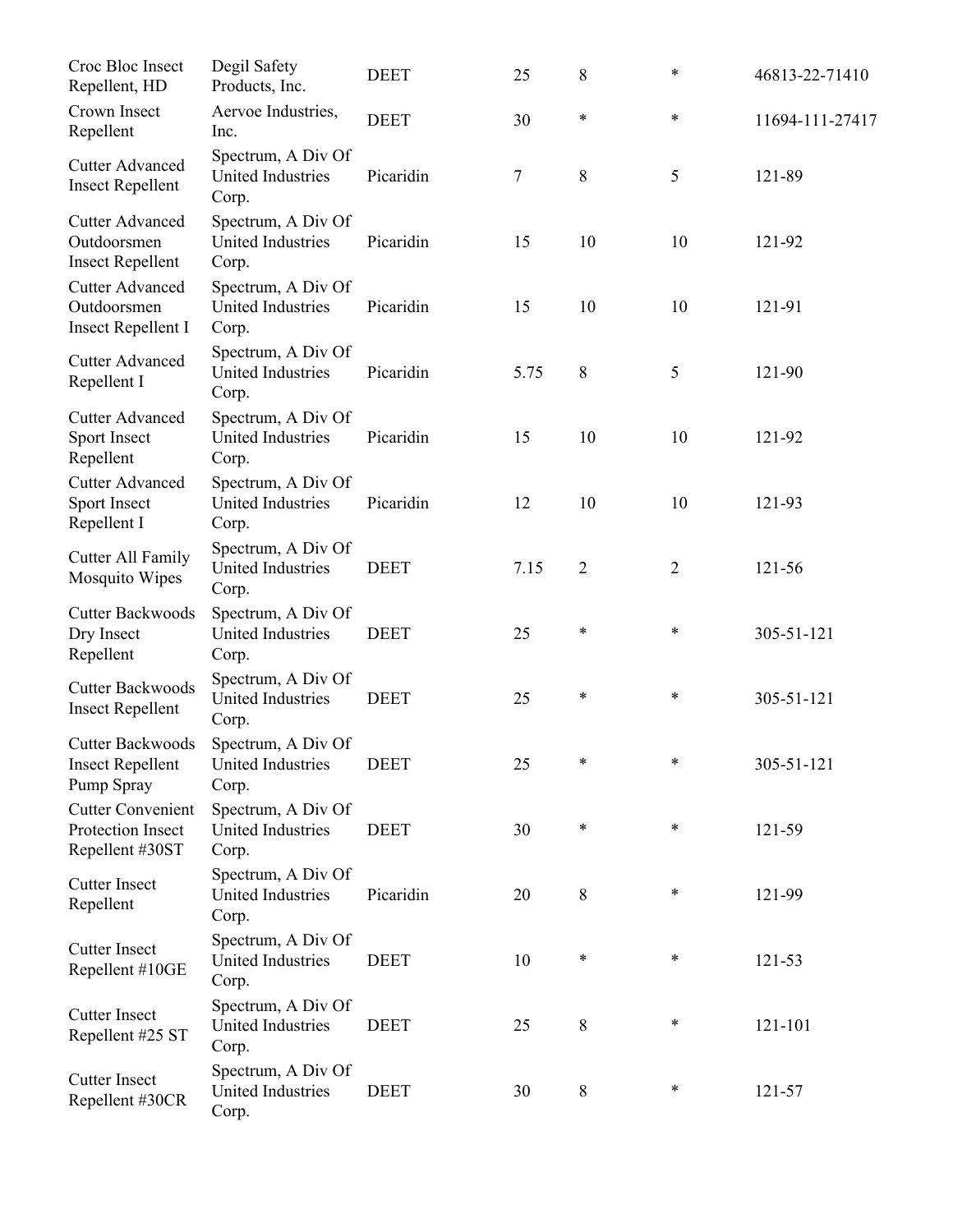| | | | | | | |
|---|---|---|---|---|---|---|
| Croc Bloc Insect Repellent, HD | Degil Safety Products, Inc. | DEET | 25 | 8 | * | 46813-22-71410 |
| Crown Insect Repellent | Aervoe Industries, Inc. | DEET | 30 | * | * | 11694-111-27417 |
| Cutter Advanced Insect Repellent | Spectrum, A Div Of United Industries Corp. | Picaridin | 7 | 8 | 5 | 121-89 |
| Cutter Advanced Outdoorsmen Insect Repellent | Spectrum, A Div Of United Industries Corp. | Picaridin | 15 | 10 | 10 | 121-92 |
| Cutter Advanced Outdoorsmen Insect Repellent I | Spectrum, A Div Of United Industries Corp. | Picaridin | 15 | 10 | 10 | 121-91 |
| Cutter Advanced Repellent I | Spectrum, A Div Of United Industries Corp. | Picaridin | 5.75 | 8 | 5 | 121-90 |
| Cutter Advanced Sport Insect Repellent | Spectrum, A Div Of United Industries Corp. | Picaridin | 15 | 10 | 10 | 121-92 |
| Cutter Advanced Sport Insect Repellent I | Spectrum, A Div Of United Industries Corp. | Picaridin | 12 | 10 | 10 | 121-93 |
| Cutter All Family Mosquito Wipes | Spectrum, A Div Of United Industries Corp. | DEET | 7.15 | 2 | 2 | 121-56 |
| Cutter Backwoods Dry Insect Repellent | Spectrum, A Div Of United Industries Corp. | DEET | 25 | * | * | 305-51-121 |
| Cutter Backwoods Insect Repellent | Spectrum, A Div Of United Industries Corp. | DEET | 25 | * | * | 305-51-121 |
| Cutter Backwoods Insect Repellent Pump Spray | Spectrum, A Div Of United Industries Corp. | DEET | 25 | * | * | 305-51-121 |
| Cutter Convenient Protection Insect Repellent #30ST | Spectrum, A Div Of United Industries Corp. | DEET | 30 | * | * | 121-59 |
| Cutter Insect Repellent | Spectrum, A Div Of United Industries Corp. | Picaridin | 20 | 8 | * | 121-99 |
| Cutter Insect Repellent #10GE | Spectrum, A Div Of United Industries Corp. | DEET | 10 | * | * | 121-53 |
| Cutter Insect Repellent #25 ST | Spectrum, A Div Of United Industries Corp. | DEET | 25 | 8 | * | 121-101 |
| Cutter Insect Repellent #30CR | Spectrum, A Div Of United Industries Corp. | DEET | 30 | 8 | * | 121-57 |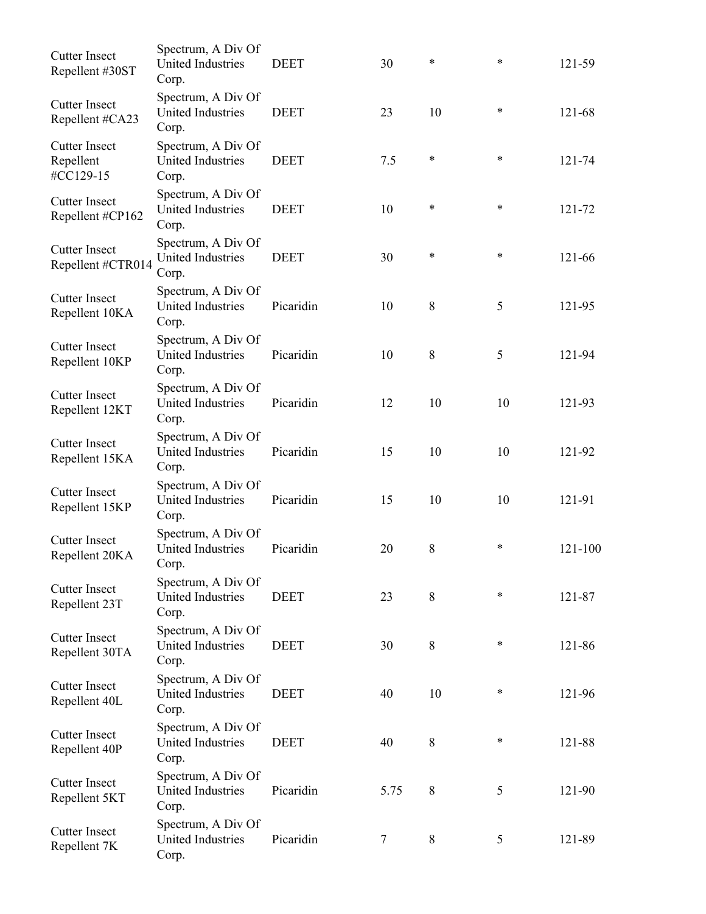| | | | | | | |
|---|---|---|---|---|---|---|
| Cutter Insect Repellent #30ST | Spectrum, A Div Of United Industries Corp. | DEET | 30 | * | * | 121-59 |
| Cutter Insect Repellent #CA23 | Spectrum, A Div Of United Industries Corp. | DEET | 23 | 10 | * | 121-68 |
| Cutter Insect Repellent #CC129-15 | Spectrum, A Div Of United Industries Corp. | DEET | 7.5 | * | * | 121-74 |
| Cutter Insect Repellent #CP162 | Spectrum, A Div Of United Industries Corp. | DEET | 10 | * | * | 121-72 |
| Cutter Insect Repellent #CTR014 | Spectrum, A Div Of United Industries Corp. | DEET | 30 | * | * | 121-66 |
| Cutter Insect Repellent 10KA | Spectrum, A Div Of United Industries Corp. | Picaridin | 10 | 8 | 5 | 121-95 |
| Cutter Insect Repellent 10KP | Spectrum, A Div Of United Industries Corp. | Picaridin | 10 | 8 | 5 | 121-94 |
| Cutter Insect Repellent 12KT | Spectrum, A Div Of United Industries Corp. | Picaridin | 12 | 10 | 10 | 121-93 |
| Cutter Insect Repellent 15KA | Spectrum, A Div Of United Industries Corp. | Picaridin | 15 | 10 | 10 | 121-92 |
| Cutter Insect Repellent 15KP | Spectrum, A Div Of United Industries Corp. | Picaridin | 15 | 10 | 10 | 121-91 |
| Cutter Insect Repellent 20KA | Spectrum, A Div Of United Industries Corp. | Picaridin | 20 | 8 | * | 121-100 |
| Cutter Insect Repellent 23T | Spectrum, A Div Of United Industries Corp. | DEET | 23 | 8 | * | 121-87 |
| Cutter Insect Repellent 30TA | Spectrum, A Div Of United Industries Corp. | DEET | 30 | 8 | * | 121-86 |
| Cutter Insect Repellent 40L | Spectrum, A Div Of United Industries Corp. | DEET | 40 | 10 | * | 121-96 |
| Cutter Insect Repellent 40P | Spectrum, A Div Of United Industries Corp. | DEET | 40 | 8 | * | 121-88 |
| Cutter Insect Repellent 5KT | Spectrum, A Div Of United Industries Corp. | Picaridin | 5.75 | 8 | 5 | 121-90 |
| Cutter Insect Repellent 7K | Spectrum, A Div Of United Industries Corp. | Picaridin | 7 | 8 | 5 | 121-89 |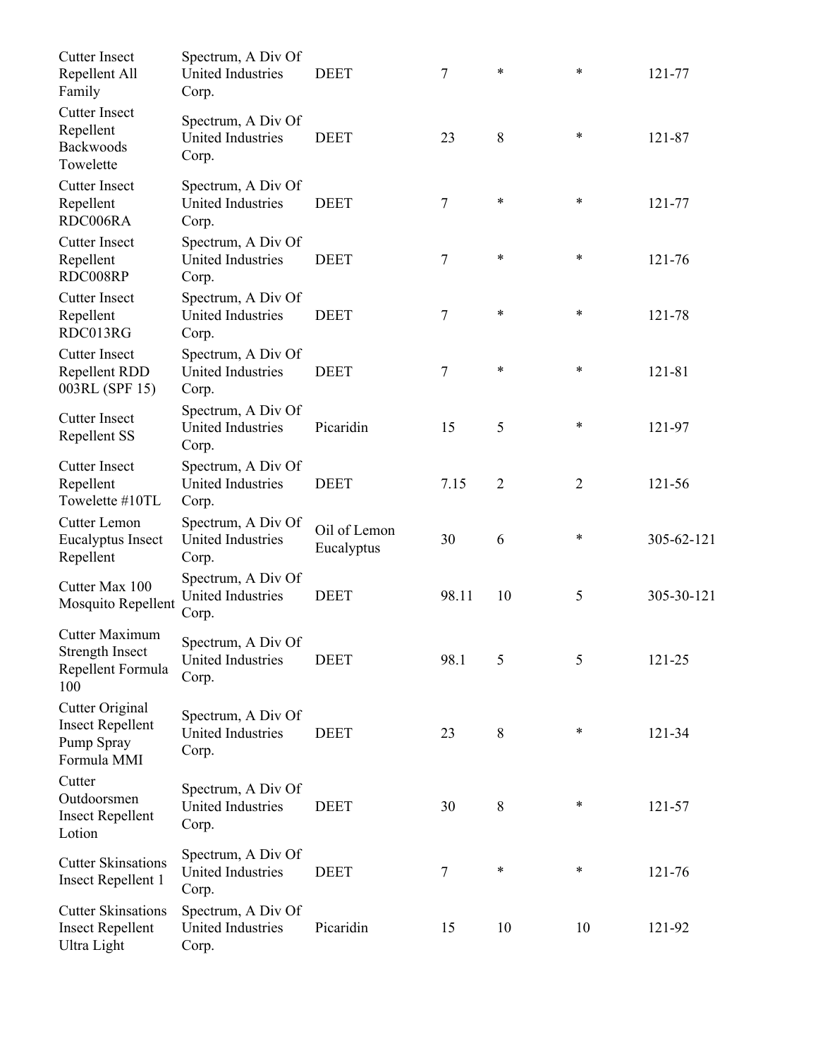| | | | | | | |
|---|---|---|---|---|---|---|
| Cutter Insect Repellent All Family | Spectrum, A Div Of United Industries Corp. | DEET | 7 | * | * | 121-77 |
| Cutter Insect Repellent Backwoods Towelette | Spectrum, A Div Of United Industries Corp. | DEET | 23 | 8 | * | 121-87 |
| Cutter Insect Repellent RDC006RA | Spectrum, A Div Of United Industries Corp. | DEET | 7 | * | * | 121-77 |
| Cutter Insect Repellent RDC008RP | Spectrum, A Div Of United Industries Corp. | DEET | 7 | * | * | 121-76 |
| Cutter Insect Repellent RDC013RG | Spectrum, A Div Of United Industries Corp. | DEET | 7 | * | * | 121-78 |
| Cutter Insect Repellent RDD 003RL (SPF 15) | Spectrum, A Div Of United Industries Corp. | DEET | 7 | * | * | 121-81 |
| Cutter Insect Repellent SS | Spectrum, A Div Of United Industries Corp. | Picaridin | 15 | 5 | * | 121-97 |
| Cutter Insect Repellent Towelette #10TL | Spectrum, A Div Of United Industries Corp. | DEET | 7.15 | 2 | 2 | 121-56 |
| Cutter Lemon Eucalyptus Insect Repellent | Spectrum, A Div Of United Industries Corp. | Oil of Lemon Eucalyptus | 30 | 6 | * | 305-62-121 |
| Cutter Max 100 Mosquito Repellent | Spectrum, A Div Of United Industries Corp. | DEET | 98.11 | 10 | 5 | 305-30-121 |
| Cutter Maximum Strength Insect Repellent Formula 100 | Spectrum, A Div Of United Industries Corp. | DEET | 98.1 | 5 | 5 | 121-25 |
| Cutter Original Insect Repellent Pump Spray Formula MMI | Spectrum, A Div Of United Industries Corp. | DEET | 23 | 8 | * | 121-34 |
| Cutter Outdoorsmen Insect Repellent Lotion | Spectrum, A Div Of United Industries Corp. | DEET | 30 | 8 | * | 121-57 |
| Cutter Skinsations Insect Repellent 1 | Spectrum, A Div Of United Industries Corp. | DEET | 7 | * | * | 121-76 |
| Cutter Skinsations Insect Repellent Ultra Light | Spectrum, A Div Of United Industries Corp. | Picaridin | 15 | 10 | 10 | 121-92 |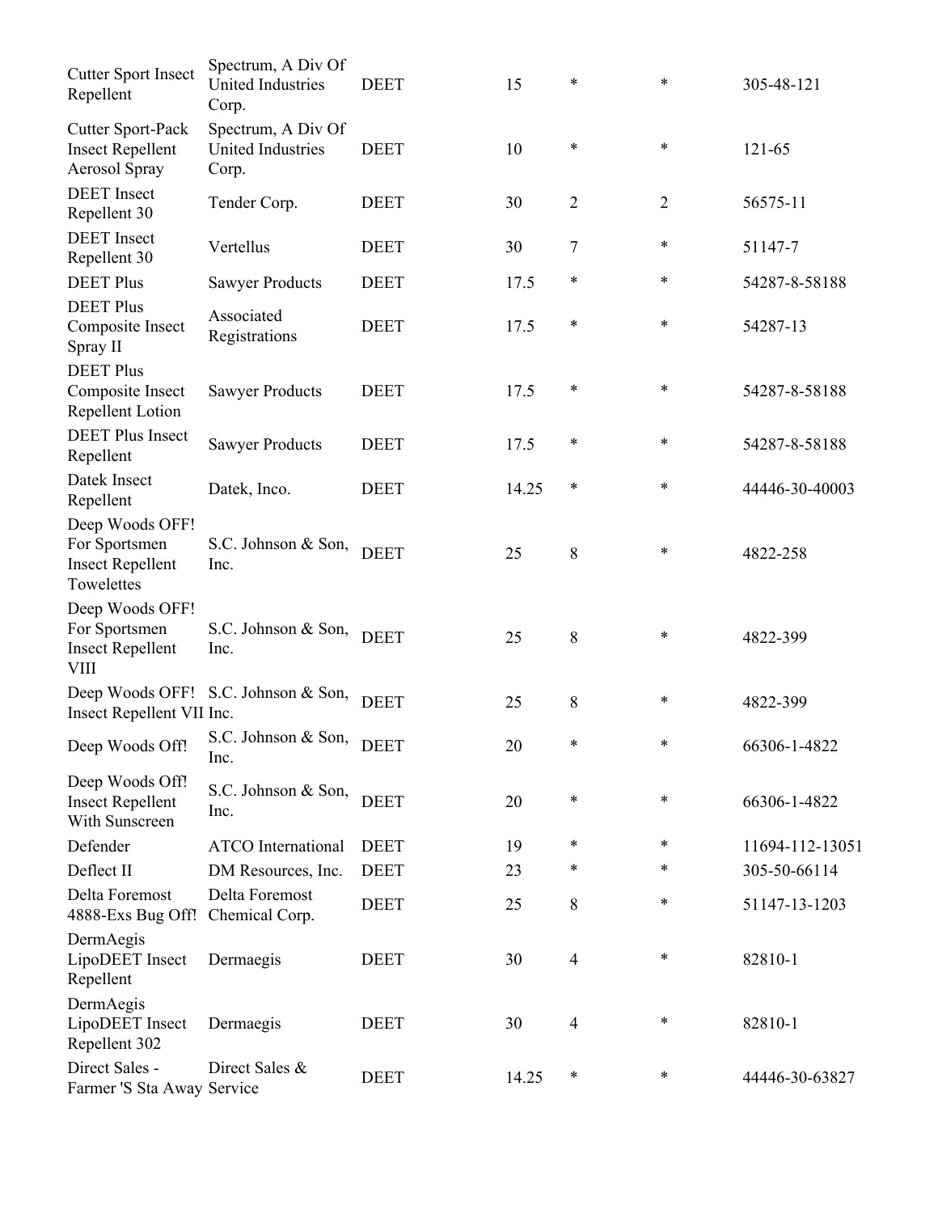| | | | | | | |
|---|---|---|---|---|---|---|
| Cutter Sport Insect Repellent | Spectrum, A Div Of United Industries Corp. | DEET | 15 | * | * | 305-48-121 |
| Cutter Sport-Pack Insect Repellent Aerosol Spray | Spectrum, A Div Of United Industries Corp. | DEET | 10 | * | * | 121-65 |
| DEET Insect Repellent 30 | Tender Corp. | DEET | 30 | 2 | 2 | 56575-11 |
| DEET Insect Repellent 30 | Vertellus | DEET | 30 | 7 | * | 51147-7 |
| DEET Plus | Sawyer Products | DEET | 17.5 | * | * | 54287-8-58188 |
| DEET Plus Composite Insect Spray II | Associated Registrations | DEET | 17.5 | * | * | 54287-13 |
| DEET Plus Composite Insect Repellent Lotion | Sawyer Products | DEET | 17.5 | * | * | 54287-8-58188 |
| DEET Plus Insect Repellent | Sawyer Products | DEET | 17.5 | * | * | 54287-8-58188 |
| Datek Insect Repellent | Datek, Inco. | DEET | 14.25 | * | * | 44446-30-40003 |
| Deep Woods OFF! For Sportsmen Insect Repellent Towelettes | S.C. Johnson & Son, Inc. | DEET | 25 | 8 | * | 4822-258 |
| Deep Woods OFF! For Sportsmen Insect Repellent VIII | S.C. Johnson & Son, Inc. | DEET | 25 | 8 | * | 4822-399 |
| Deep Woods OFF! Insect Repellent VII | S.C. Johnson & Son, Inc. | DEET | 25 | 8 | * | 4822-399 |
| Deep Woods Off! | S.C. Johnson & Son, Inc. | DEET | 20 | * | * | 66306-1-4822 |
| Deep Woods Off! Insect Repellent With Sunscreen | S.C. Johnson & Son, Inc. | DEET | 20 | * | * | 66306-1-4822 |
| Defender | ATCO International | DEET | 19 | * | * | 11694-112-13051 |
| Deflect II | DM Resources, Inc. | DEET | 23 | * | * | 305-50-66114 |
| Delta Foremost 4888-Exs Bug Off! | Delta Foremost Chemical Corp. | DEET | 25 | 8 | * | 51147-13-1203 |
| DermAegis LipoDEET Insect Repellent | Dermaegis | DEET | 30 | 4 | * | 82810-1 |
| DermAegis LipoDEET Insect Repellent 302 | Dermaegis | DEET | 30 | 4 | * | 82810-1 |
| Direct Sales - Farmer 'S Sta Away | Direct Sales & Service | DEET | 14.25 | * | * | 44446-30-63827 |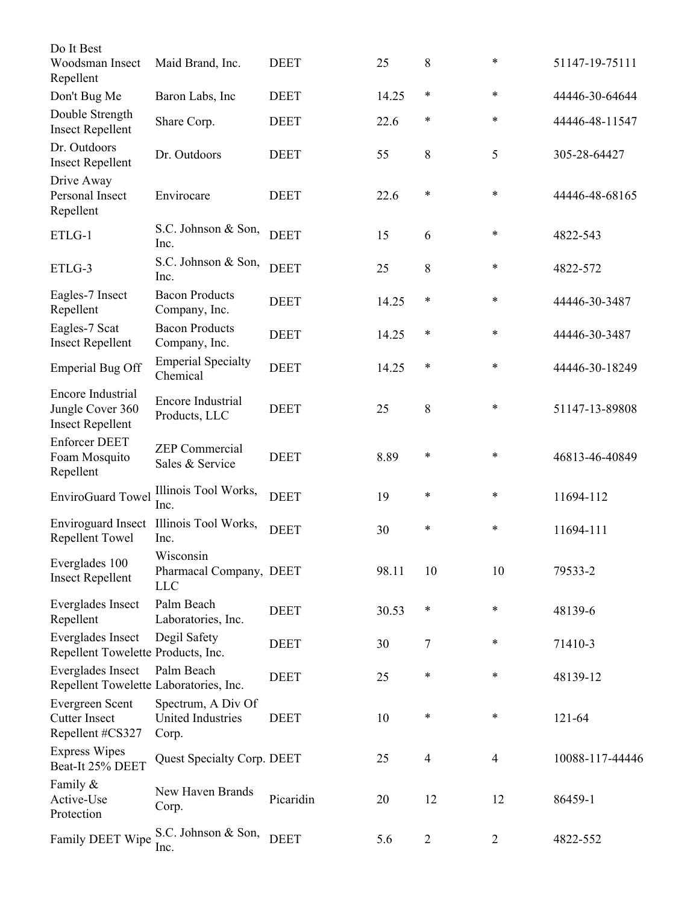| | | | | | | |
|---|---|---|---|---|---|---|
| Do It Best Woodsman Insect Repellent | Maid Brand, Inc. | DEET | 25 | 8 | * | 51147-19-75111 |
| Don't Bug Me | Baron Labs, Inc | DEET | 14.25 | * | * | 44446-30-64644 |
| Double Strength Insect Repellent | Share Corp. | DEET | 22.6 | * | * | 44446-48-11547 |
| Dr. Outdoors Insect Repellent | Dr. Outdoors | DEET | 55 | 8 | 5 | 305-28-64427 |
| Drive Away Personal Insect Repellent | Envirocare | DEET | 22.6 | * | * | 44446-48-68165 |
| ETLG-1 | S.C. Johnson & Son, Inc. | DEET | 15 | 6 | * | 4822-543 |
| ETLG-3 | S.C. Johnson & Son, Inc. | DEET | 25 | 8 | * | 4822-572 |
| Eagles-7 Insect Repellent | Bacon Products Company, Inc. | DEET | 14.25 | * | * | 44446-30-3487 |
| Eagles-7 Scat Insect Repellent | Bacon Products Company, Inc. | DEET | 14.25 | * | * | 44446-30-3487 |
| Emperial Bug Off | Emperial Specialty Chemical | DEET | 14.25 | * | * | 44446-30-18249 |
| Encore Industrial Jungle Cover 360 Insect Repellent | Encore Industrial Products, LLC | DEET | 25 | 8 | * | 51147-13-89808 |
| Enforcer DEET Foam Mosquito Repellent | ZEP Commercial Sales & Service | DEET | 8.89 | * | * | 46813-46-40849 |
| EnviroGuard Towel | Illinois Tool Works, Inc. | DEET | 19 | * | * | 11694-112 |
| Enviroguard Insect Repellent Towel | Illinois Tool Works, Inc. | DEET | 30 | * | * | 11694-111 |
| Everglades 100 Insect Repellent | Wisconsin Pharmacal Company, LLC | DEET | 98.11 | 10 | 10 | 79533-2 |
| Everglades Insect Repellent | Palm Beach Laboratories, Inc. | DEET | 30.53 | * | * | 48139-6 |
| Everglades Insect Repellent Towelette | Degil Safety Products, Inc. | DEET | 30 | 7 | * | 71410-3 |
| Everglades Insect Repellent Towelette | Palm Beach Laboratories, Inc. | DEET | 25 | * | * | 48139-12 |
| Evergreen Scent Cutter Insect Repellent #CS327 | Spectrum, A Div Of United Industries Corp. | DEET | 10 | * | * | 121-64 |
| Express Wipes Beat-It 25% DEET | Quest Specialty Corp. | DEET | 25 | 4 | 4 | 10088-117-44446 |
| Family & Active-Use Protection | New Haven Brands Corp. | Picaridin | 20 | 12 | 12 | 86459-1 |
| Family DEET Wipe | S.C. Johnson & Son, Inc. | DEET | 5.6 | 2 | 2 | 4822-552 |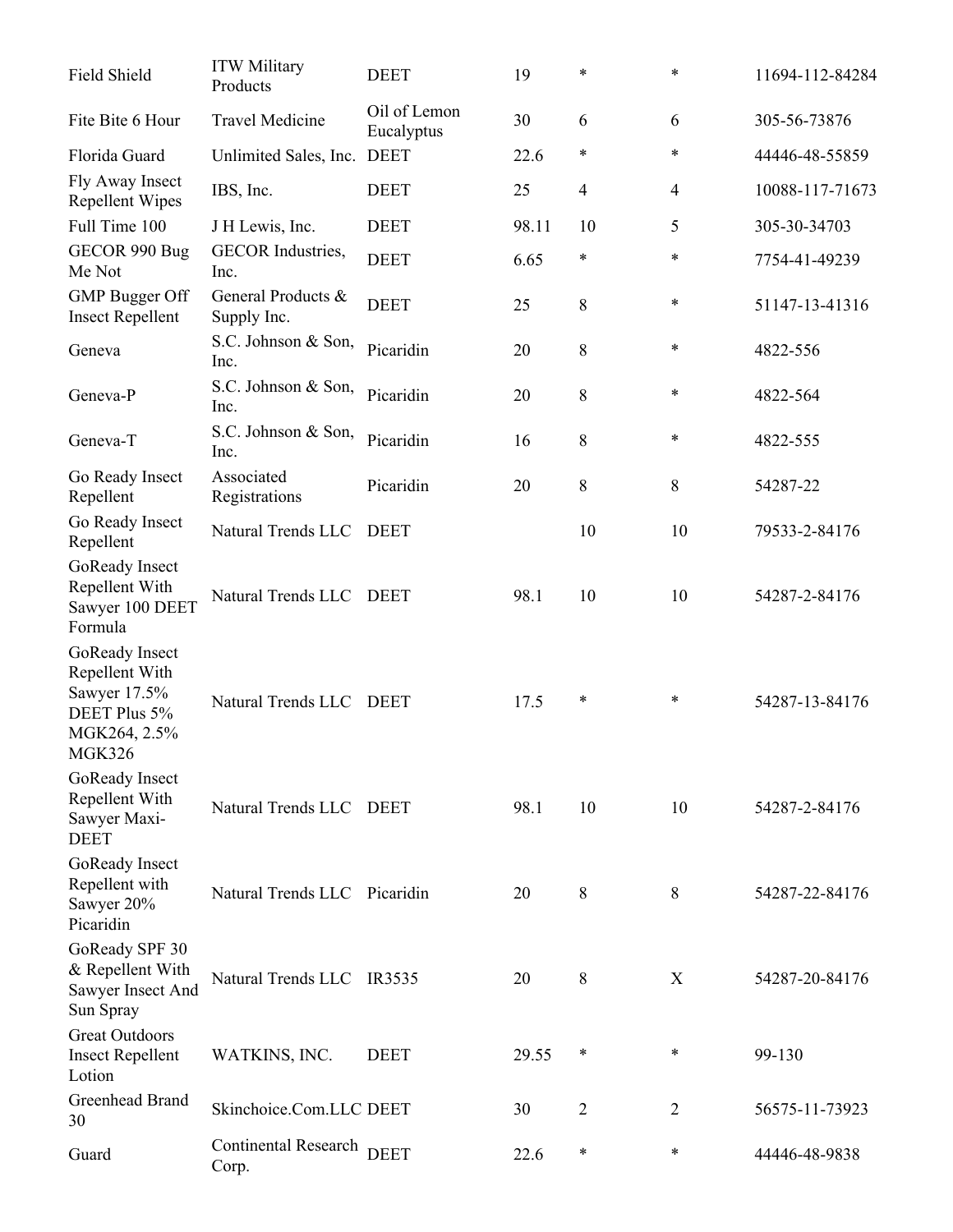| | | | | | | |
|---|---|---|---|---|---|---|
| Field Shield | ITW Military Products | DEET | 19 | * | * | 11694-112-84284 |
| Fite Bite 6 Hour | Travel Medicine | Oil of Lemon Eucalyptus | 30 | 6 | 6 | 305-56-73876 |
| Florida Guard | Unlimited Sales, Inc. | DEET | 22.6 | * | * | 44446-48-55859 |
| Fly Away Insect Repellent Wipes | IBS, Inc. | DEET | 25 | 4 | 4 | 10088-117-71673 |
| Full Time 100 | J H Lewis, Inc. | DEET | 98.11 | 10 | 5 | 305-30-34703 |
| GECOR 990 Bug Me Not | GECOR Industries, Inc. | DEET | 6.65 | * | * | 7754-41-49239 |
| GMP Bugger Off Insect Repellent | General Products & Supply Inc. | DEET | 25 | 8 | * | 51147-13-41316 |
| Geneva | S.C. Johnson & Son, Inc. | Picaridin | 20 | 8 | * | 4822-556 |
| Geneva-P | S.C. Johnson & Son, Inc. | Picaridin | 20 | 8 | * | 4822-564 |
| Geneva-T | S.C. Johnson & Son, Inc. | Picaridin | 16 | 8 | * | 4822-555 |
| Go Ready Insect Repellent | Associated Registrations | Picaridin | 20 | 8 | 8 | 54287-22 |
| Go Ready Insect Repellent | Natural Trends LLC | DEET | | 10 | 10 | 79533-2-84176 |
| GoReady Insect Repellent With Sawyer 100 DEET Formula | Natural Trends LLC | DEET | 98.1 | 10 | 10 | 54287-2-84176 |
| GoReady Insect Repellent With Sawyer 17.5% DEET Plus 5% MGK264, 2.5% MGK326 | Natural Trends LLC | DEET | 17.5 | * | * | 54287-13-84176 |
| GoReady Insect Repellent With Sawyer Maxi-DEET | Natural Trends LLC | DEET | 98.1 | 10 | 10 | 54287-2-84176 |
| GoReady Insect Repellent with Sawyer 20% Picaridin | Natural Trends LLC | Picaridin | 20 | 8 | 8 | 54287-22-84176 |
| GoReady SPF 30 & Repellent With Sawyer Insect And Sun Spray | Natural Trends LLC | IR3535 | 20 | 8 | X | 54287-20-84176 |
| Great Outdoors Insect Repellent Lotion | WATKINS, INC. | DEET | 29.55 | * | * | 99-130 |
| Greenhead Brand 30 | Skinchoice.Com.LLC | DEET | 30 | 2 | 2 | 56575-11-73923 |
| Guard | Continental Research Corp. | DEET | 22.6 | * | * | 44446-48-9838 |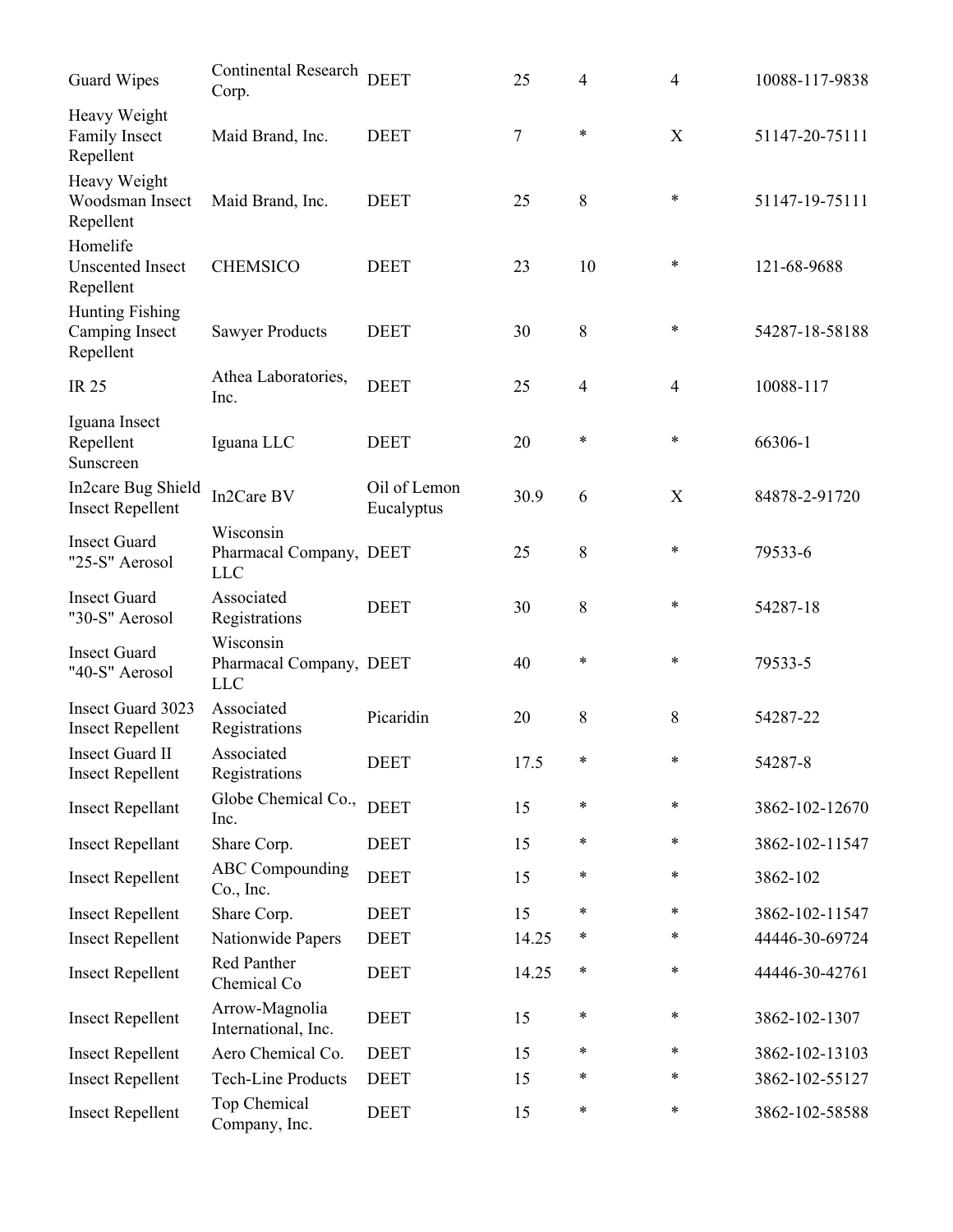| | | | | | | |
|---|---|---|---|---|---|---|
| Guard Wipes | Continental Research Corp. | DEET | 25 | 4 | 4 | 10088-117-9838 |
| Heavy Weight Family Insect Repellent | Maid Brand, Inc. | DEET | 7 | * | X | 51147-20-75111 |
| Heavy Weight Woodsman Insect Repellent | Maid Brand, Inc. | DEET | 25 | 8 | * | 51147-19-75111 |
| Homelife Unscented Insect Repellent | CHEMSICO | DEET | 23 | 10 | * | 121-68-9688 |
| Hunting Fishing Camping Insect Repellent | Sawyer Products | DEET | 30 | 8 | * | 54287-18-58188 |
| IR 25 | Athea Laboratories, Inc. | DEET | 25 | 4 | 4 | 10088-117 |
| Iguana Insect Repellent Sunscreen | Iguana LLC | DEET | 20 | * | * | 66306-1 |
| In2care Bug Shield Insect Repellent | In2Care BV | Oil of Lemon Eucalyptus | 30.9 | 6 | X | 84878-2-91720 |
| Insect Guard "25-S" Aerosol | Wisconsin Pharmacal Company, LLC | DEET | 25 | 8 | * | 79533-6 |
| Insect Guard "30-S" Aerosol | Associated Registrations | DEET | 30 | 8 | * | 54287-18 |
| Insect Guard "40-S" Aerosol | Wisconsin Pharmacal Company, LLC | DEET | 40 | * | * | 79533-5 |
| Insect Guard 3023 Insect Repellent | Associated Registrations | Picaridin | 20 | 8 | 8 | 54287-22 |
| Insect Guard II Insect Repellent | Associated Registrations | DEET | 17.5 | * | * | 54287-8 |
| Insect Repellant | Globe Chemical Co., Inc. | DEET | 15 | * | * | 3862-102-12670 |
| Insect Repellant | Share Corp. | DEET | 15 | * | * | 3862-102-11547 |
| Insect Repellent | ABC Compounding Co., Inc. | DEET | 15 | * | * | 3862-102 |
| Insect Repellent | Share Corp. | DEET | 15 | * | * | 3862-102-11547 |
| Insect Repellent | Nationwide Papers | DEET | 14.25 | * | * | 44446-30-69724 |
| Insect Repellent | Red Panther Chemical Co | DEET | 14.25 | * | * | 44446-30-42761 |
| Insect Repellent | Arrow-Magnolia International, Inc. | DEET | 15 | * | * | 3862-102-1307 |
| Insect Repellent | Aero Chemical Co. | DEET | 15 | * | * | 3862-102-13103 |
| Insect Repellent | Tech-Line Products | DEET | 15 | * | * | 3862-102-55127 |
| Insect Repellent | Top Chemical Company, Inc. | DEET | 15 | * | * | 3862-102-58588 |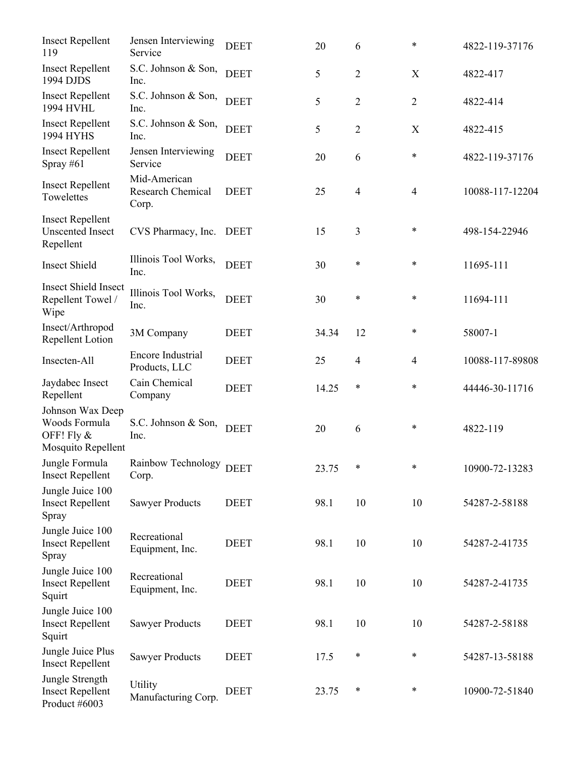| | | | | | | |
|---|---|---|---|---|---|---|
| Insect Repellent 119 | Jensen Interviewing Service | DEET | 20 | 6 | * | 4822-119-37176 |
| Insect Repellent 1994 DJDS | S.C. Johnson & Son, Inc. | DEET | 5 | 2 | X | 4822-417 |
| Insect Repellent 1994 HVHL | S.C. Johnson & Son, Inc. | DEET | 5 | 2 | 2 | 4822-414 |
| Insect Repellent 1994 HYHS | S.C. Johnson & Son, Inc. | DEET | 5 | 2 | X | 4822-415 |
| Insect Repellent Spray #61 | Jensen Interviewing Service | DEET | 20 | 6 | * | 4822-119-37176 |
| Insect Repellent Towelettes | Mid-American Research Chemical Corp. | DEET | 25 | 4 | 4 | 10088-117-12204 |
| Insect Repellent Unscented Insect Repellent | CVS Pharmacy, Inc. | DEET | 15 | 3 | * | 498-154-22946 |
| Insect Shield | Illinois Tool Works, Inc. | DEET | 30 | * | * | 11695-111 |
| Insect Shield Insect Repellent Towel / Wipe | Illinois Tool Works, Inc. | DEET | 30 | * | * | 11694-111 |
| Insect/Arthropod Repellent Lotion | 3M Company | DEET | 34.34 | 12 | * | 58007-1 |
| Insecten-All | Encore Industrial Products, LLC | DEET | 25 | 4 | 4 | 10088-117-89808 |
| Jaydabec Insect Repellent | Cain Chemical Company | DEET | 14.25 | * | * | 44446-30-11716 |
| Johnson Wax Deep Woods Formula OFF! Fly & Mosquito Repellent | S.C. Johnson & Son, Inc. | DEET | 20 | 6 | * | 4822-119 |
| Jungle Formula Insect Repellent | Rainbow Technology Corp. | DEET | 23.75 | * | * | 10900-72-13283 |
| Jungle Juice 100 Insect Repellent Spray | Sawyer Products | DEET | 98.1 | 10 | 10 | 54287-2-58188 |
| Jungle Juice 100 Insect Repellent Spray | Recreational Equipment, Inc. | DEET | 98.1 | 10 | 10 | 54287-2-41735 |
| Jungle Juice 100 Insect Repellent Squirt | Recreational Equipment, Inc. | DEET | 98.1 | 10 | 10 | 54287-2-41735 |
| Jungle Juice 100 Insect Repellent Squirt | Sawyer Products | DEET | 98.1 | 10 | 10 | 54287-2-58188 |
| Jungle Juice Plus Insect Repellent | Sawyer Products | DEET | 17.5 | * | * | 54287-13-58188 |
| Jungle Strength Insect Repellent Product #6003 | Utility Manufacturing Corp. | DEET | 23.75 | * | * | 10900-72-51840 |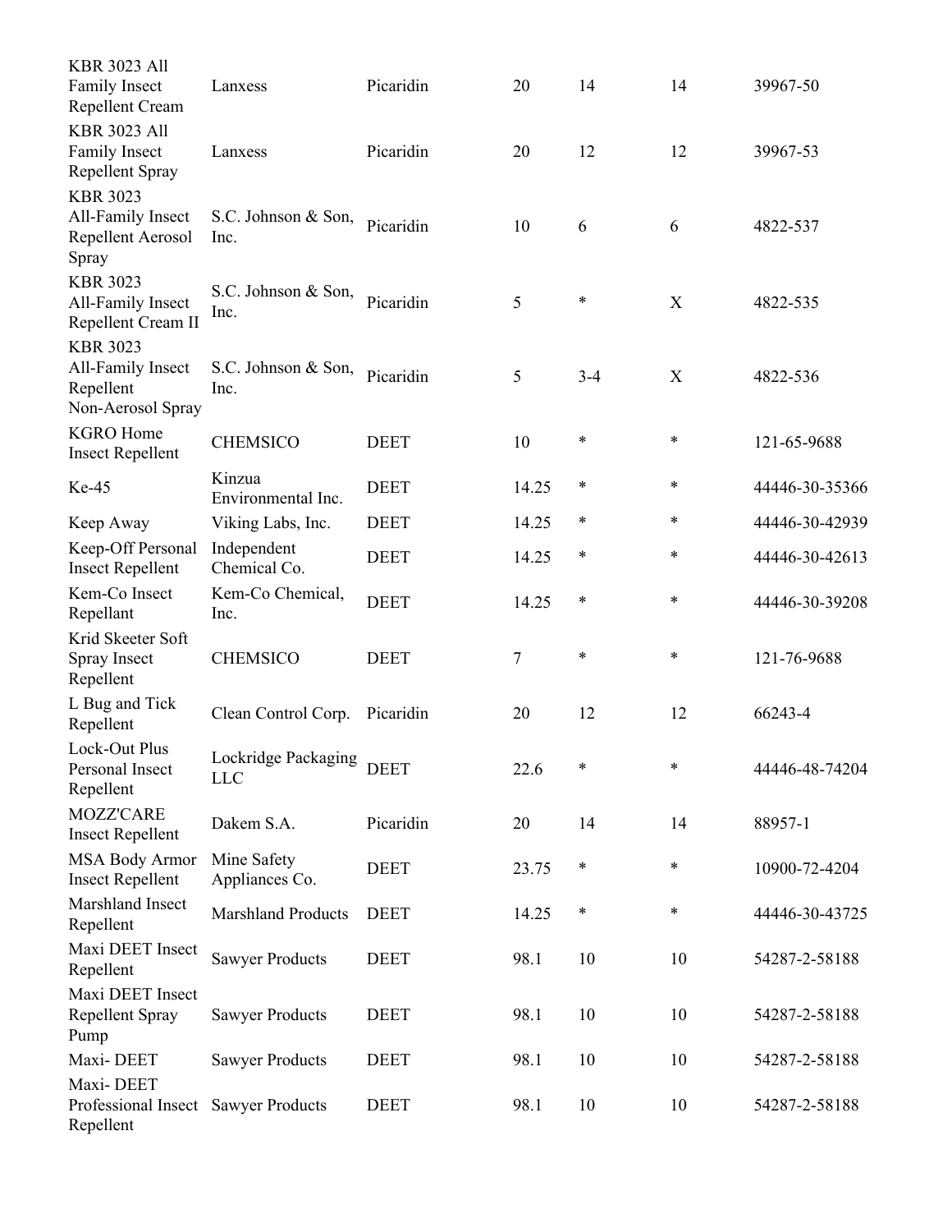| | | | | | | |
|---|---|---|---|---|---|---|
| KBR 3023 All Family Insect Repellent Cream | Lanxess | Picaridin | 20 | 14 | 14 | 39967-50 |
| KBR 3023 All Family Insect Repellent Spray | Lanxess | Picaridin | 20 | 12 | 12 | 39967-53 |
| KBR 3023 All-Family Insect Repellent Aerosol Spray | S.C. Johnson & Son, Inc. | Picaridin | 10 | 6 | 6 | 4822-537 |
| KBR 3023 All-Family Insect Repellent Cream II | S.C. Johnson & Son, Inc. | Picaridin | 5 | * | X | 4822-535 |
| KBR 3023 All-Family Insect Repellent Non-Aerosol Spray | S.C. Johnson & Son, Inc. | Picaridin | 5 | 3-4 | X | 4822-536 |
| KGRO Home Insect Repellent | CHEMSICO | DEET | 10 | * | * | 121-65-9688 |
| Ke-45 | Kinzua Environmental Inc. | DEET | 14.25 | * | * | 44446-30-35366 |
| Keep Away | Viking Labs, Inc. | DEET | 14.25 | * | * | 44446-30-42939 |
| Keep-Off Personal Insect Repellent | Independent Chemical Co. | DEET | 14.25 | * | * | 44446-30-42613 |
| Kem-Co Insect Repellant | Kem-Co Chemical, Inc. | DEET | 14.25 | * | * | 44446-30-39208 |
| Krid Skeeter Soft Spray Insect Repellent | CHEMSICO | DEET | 7 | * | * | 121-76-9688 |
| L Bug and Tick Repellent | Clean Control Corp. | Picaridin | 20 | 12 | 12 | 66243-4 |
| Lock-Out Plus Personal Insect Repellent | Lockridge Packaging LLC | DEET | 22.6 | * | * | 44446-48-74204 |
| MOZZ'CARE Insect Repellent | Dakem S.A. | Picaridin | 20 | 14 | 14 | 88957-1 |
| MSA Body Armor Insect Repellent | Mine Safety Appliances Co. | DEET | 23.75 | * | * | 10900-72-4204 |
| Marshland Insect Repellent | Marshland Products | DEET | 14.25 | * | * | 44446-30-43725 |
| Maxi DEET Insect Repellent | Sawyer Products | DEET | 98.1 | 10 | 10 | 54287-2-58188 |
| Maxi DEET Insect Repellent Spray Pump | Sawyer Products | DEET | 98.1 | 10 | 10 | 54287-2-58188 |
| Maxi- DEET | Sawyer Products | DEET | 98.1 | 10 | 10 | 54287-2-58188 |
| Maxi- DEET Professional Insect Repellent | Sawyer Products | DEET | 98.1 | 10 | 10 | 54287-2-58188 |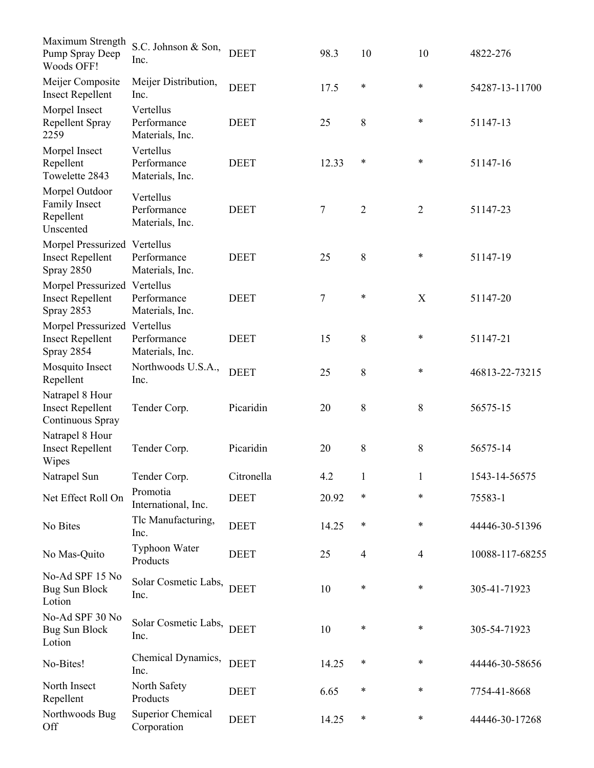| | | | | | | |
|---|---|---|---|---|---|---|
| Maximum Strength Pump Spray Deep Woods OFF! | S.C. Johnson & Son, Inc. | DEET | 98.3 | 10 | 10 | 4822-276 |
| Meijer Composite Insect Repellent | Meijer Distribution, Inc. | DEET | 17.5 | * | * | 54287-13-11700 |
| Morpel Insect Repellent Spray 2259 | Vertellus Performance Materials, Inc. | DEET | 25 | 8 | * | 51147-13 |
| Morpel Insect Repellent Towelette 2843 | Vertellus Performance Materials, Inc. | DEET | 12.33 | * | * | 51147-16 |
| Morpel Outdoor Family Insect Repellent Unscented | Vertellus Performance Materials, Inc. | DEET | 7 | 2 | 2 | 51147-23 |
| Morpel Pressurized Insect Repellent Spray 2850 | Vertellus Performance Materials, Inc. | DEET | 25 | 8 | * | 51147-19 |
| Morpel Pressurized Insect Repellent Spray 2853 | Vertellus Performance Materials, Inc. | DEET | 7 | * | X | 51147-20 |
| Morpel Pressurized Insect Repellent Spray 2854 | Vertellus Performance Materials, Inc. | DEET | 15 | 8 | * | 51147-21 |
| Mosquito Insect Repellent | Northwoods U.S.A., Inc. | DEET | 25 | 8 | * | 46813-22-73215 |
| Natrapel 8 Hour Insect Repellent Continuous Spray | Tender Corp. | Picaridin | 20 | 8 | 8 | 56575-15 |
| Natrapel 8 Hour Insect Repellent Wipes | Tender Corp. | Picaridin | 20 | 8 | 8 | 56575-14 |
| Natrapel Sun | Tender Corp. | Citronella | 4.2 | 1 | 1 | 1543-14-56575 |
| Net Effect Roll On | Promotia International, Inc. | DEET | 20.92 | * | * | 75583-1 |
| No Bites | Tlc Manufacturing, Inc. | DEET | 14.25 | * | * | 44446-30-51396 |
| No Mas-Quito | Typhoon Water Products | DEET | 25 | 4 | 4 | 10088-117-68255 |
| No-Ad SPF 15 No Bug Sun Block Lotion | Solar Cosmetic Labs, Inc. | DEET | 10 | * | * | 305-41-71923 |
| No-Ad SPF 30 No Bug Sun Block Lotion | Solar Cosmetic Labs, Inc. | DEET | 10 | * | * | 305-54-71923 |
| No-Bites! | Chemical Dynamics, Inc. | DEET | 14.25 | * | * | 44446-30-58656 |
| North Insect Repellent | North Safety Products | DEET | 6.65 | * | * | 7754-41-8668 |
| Northwoods Bug Off | Superior Chemical Corporation | DEET | 14.25 | * | * | 44446-30-17268 |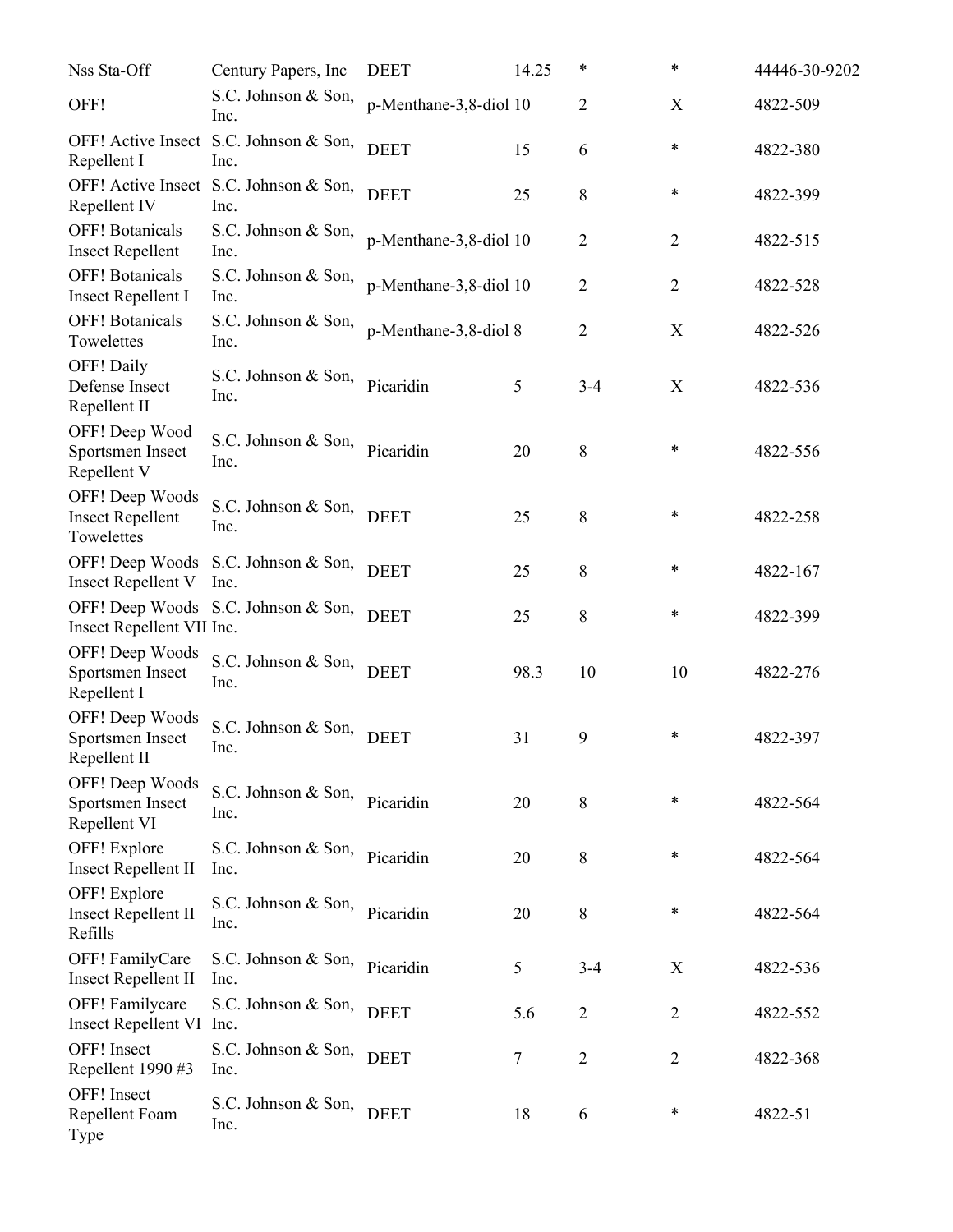| | | | | | | |
|---|---|---|---|---|---|---|
| Nss Sta-Off | Century Papers, Inc | DEET | 14.25 | * | * | 44446-30-9202 |
| OFF! | S.C. Johnson & Son, Inc. | p-Menthane-3,8-diol | 10 | 2 | X | 4822-509 |
| OFF! Active Insect Repellent I | S.C. Johnson & Son, Inc. | DEET | 15 | 6 | * | 4822-380 |
| OFF! Active Insect Repellent IV | S.C. Johnson & Son, Inc. | DEET | 25 | 8 | * | 4822-399 |
| OFF! Botanicals Insect Repellent | S.C. Johnson & Son, Inc. | p-Menthane-3,8-diol | 10 | 2 | 2 | 4822-515 |
| OFF! Botanicals Insect Repellent I | S.C. Johnson & Son, Inc. | p-Menthane-3,8-diol | 10 | 2 | 2 | 4822-528 |
| OFF! Botanicals Towelettes | S.C. Johnson & Son, Inc. | p-Menthane-3,8-diol | 8 | 2 | X | 4822-526 |
| OFF! Daily Defense Insect Repellent II | S.C. Johnson & Son, Inc. | Picaridin | 5 | 3-4 | X | 4822-536 |
| OFF! Deep Wood Sportsmen Insect Repellent V | S.C. Johnson & Son, Inc. | Picaridin | 20 | 8 | * | 4822-556 |
| OFF! Deep Woods Insect Repellent Towelettes | S.C. Johnson & Son, Inc. | DEET | 25 | 8 | * | 4822-258 |
| OFF! Deep Woods Insect Repellent V | S.C. Johnson & Son, Inc. | DEET | 25 | 8 | * | 4822-167 |
| OFF! Deep Woods Insect Repellent VII | S.C. Johnson & Son, Inc. | DEET | 25 | 8 | * | 4822-399 |
| OFF! Deep Woods Sportsmen Insect Repellent I | S.C. Johnson & Son, Inc. | DEET | 98.3 | 10 | 10 | 4822-276 |
| OFF! Deep Woods Sportsmen Insect Repellent II | S.C. Johnson & Son, Inc. | DEET | 31 | 9 | * | 4822-397 |
| OFF! Deep Woods Sportsmen Insect Repellent VI | S.C. Johnson & Son, Inc. | Picaridin | 20 | 8 | * | 4822-564 |
| OFF! Explore Insect Repellent II | S.C. Johnson & Son, Inc. | Picaridin | 20 | 8 | * | 4822-564 |
| OFF! Explore Insect Repellent II Refills | S.C. Johnson & Son, Inc. | Picaridin | 20 | 8 | * | 4822-564 |
| OFF! FamilyCare Insect Repellent II | S.C. Johnson & Son, Inc. | Picaridin | 5 | 3-4 | X | 4822-536 |
| OFF! Familycare Insect Repellent VI | S.C. Johnson & Son, Inc. | DEET | 5.6 | 2 | 2 | 4822-552 |
| OFF! Insect Repellent 1990 #3 | S.C. Johnson & Son, Inc. | DEET | 7 | 2 | 2 | 4822-368 |
| OFF! Insect Repellent Foam Type | S.C. Johnson & Son, Inc. | DEET | 18 | 6 | * | 4822-51 |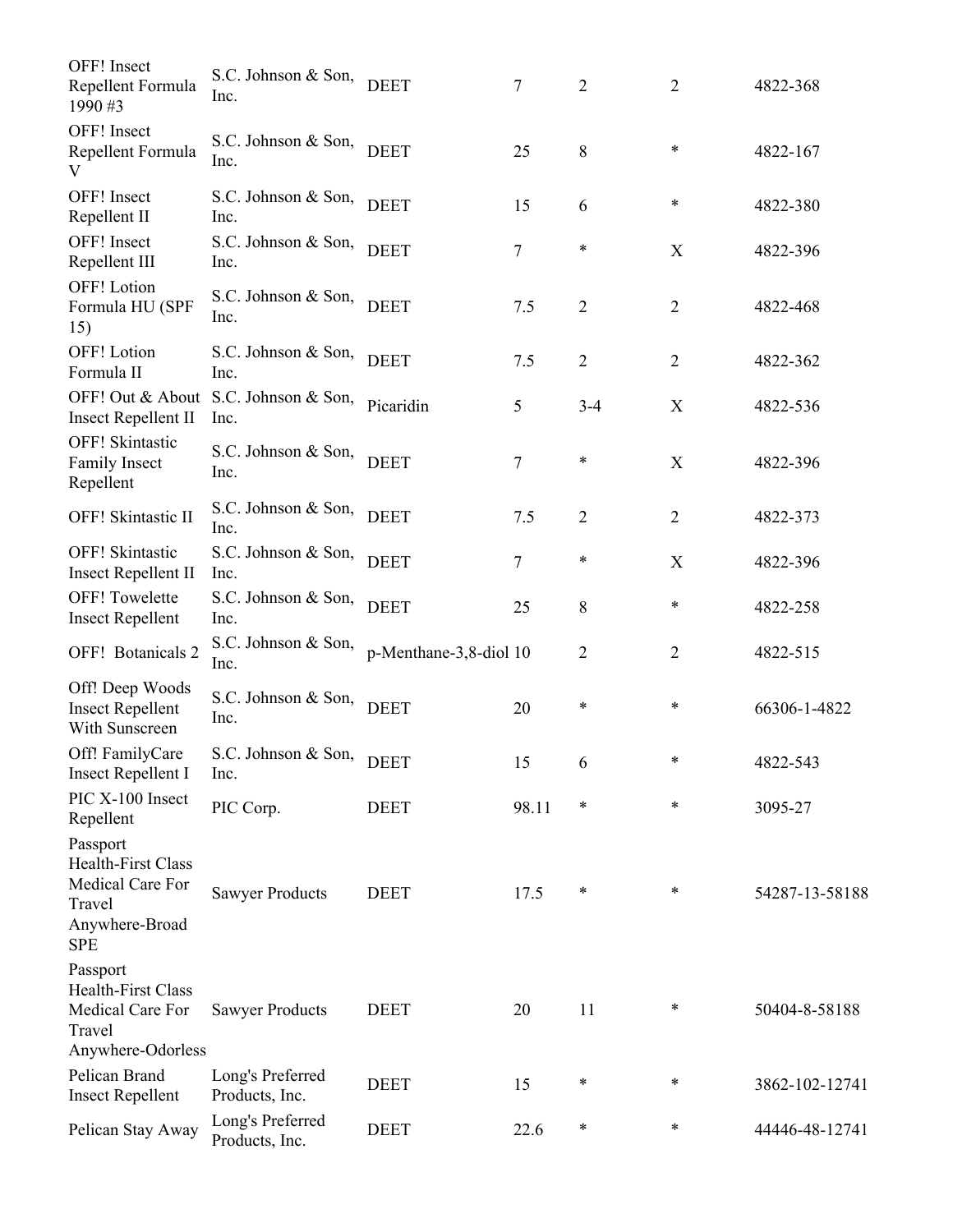| | | | | | | |
|---|---|---|---|---|---|---|
| OFF! Insect Repellent Formula 1990 #3 | S.C. Johnson & Son, Inc. | DEET | 7 | 2 | 2 | 4822-368 |
| OFF! Insect Repellent Formula V | S.C. Johnson & Son, Inc. | DEET | 25 | 8 | * | 4822-167 |
| OFF! Insect Repellent II | S.C. Johnson & Son, Inc. | DEET | 15 | 6 | * | 4822-380 |
| OFF! Insect Repellent III | S.C. Johnson & Son, Inc. | DEET | 7 | * | X | 4822-396 |
| OFF! Lotion Formula HU (SPF 15) | S.C. Johnson & Son, Inc. | DEET | 7.5 | 2 | 2 | 4822-468 |
| OFF! Lotion Formula II | S.C. Johnson & Son, Inc. | DEET | 7.5 | 2 | 2 | 4822-362 |
| OFF! Out & About Insect Repellent II | S.C. Johnson & Son, Inc. | Picaridin | 5 | 3-4 | X | 4822-536 |
| OFF! Skintastic Family Insect Repellent | S.C. Johnson & Son, Inc. | DEET | 7 | * | X | 4822-396 |
| OFF! Skintastic II | S.C. Johnson & Son, Inc. | DEET | 7.5 | 2 | 2 | 4822-373 |
| OFF! Skintastic Insect Repellent II | S.C. Johnson & Son, Inc. | DEET | 7 | * | X | 4822-396 |
| OFF! Towelette Insect Repellent | S.C. Johnson & Son, Inc. | DEET | 25 | 8 | * | 4822-258 |
| OFF! Botanicals 2 | S.C. Johnson & Son, Inc. | p-Menthane-3,8-diol | 10 | 2 | 2 | 4822-515 |
| Off! Deep Woods Insect Repellent With Sunscreen | S.C. Johnson & Son, Inc. | DEET | 20 | * | * | 66306-1-4822 |
| Off! FamilyCare Insect Repellent I | S.C. Johnson & Son, Inc. | DEET | 15 | 6 | * | 4822-543 |
| PIC X-100 Insect Repellent | PIC Corp. | DEET | 98.11 | * | * | 3095-27 |
| Passport Health-First Class Medical Care For Travel Anywhere-Broad SPE | Sawyer Products | DEET | 17.5 | * | * | 54287-13-58188 |
| Passport Health-First Class Medical Care For Travel Anywhere-Odorless | Sawyer Products | DEET | 20 | 11 | * | 50404-8-58188 |
| Pelican Brand Insect Repellent | Long's Preferred Products, Inc. | DEET | 15 | * | * | 3862-102-12741 |
| Pelican Stay Away | Long's Preferred Products, Inc. | DEET | 22.6 | * | * | 44446-48-12741 |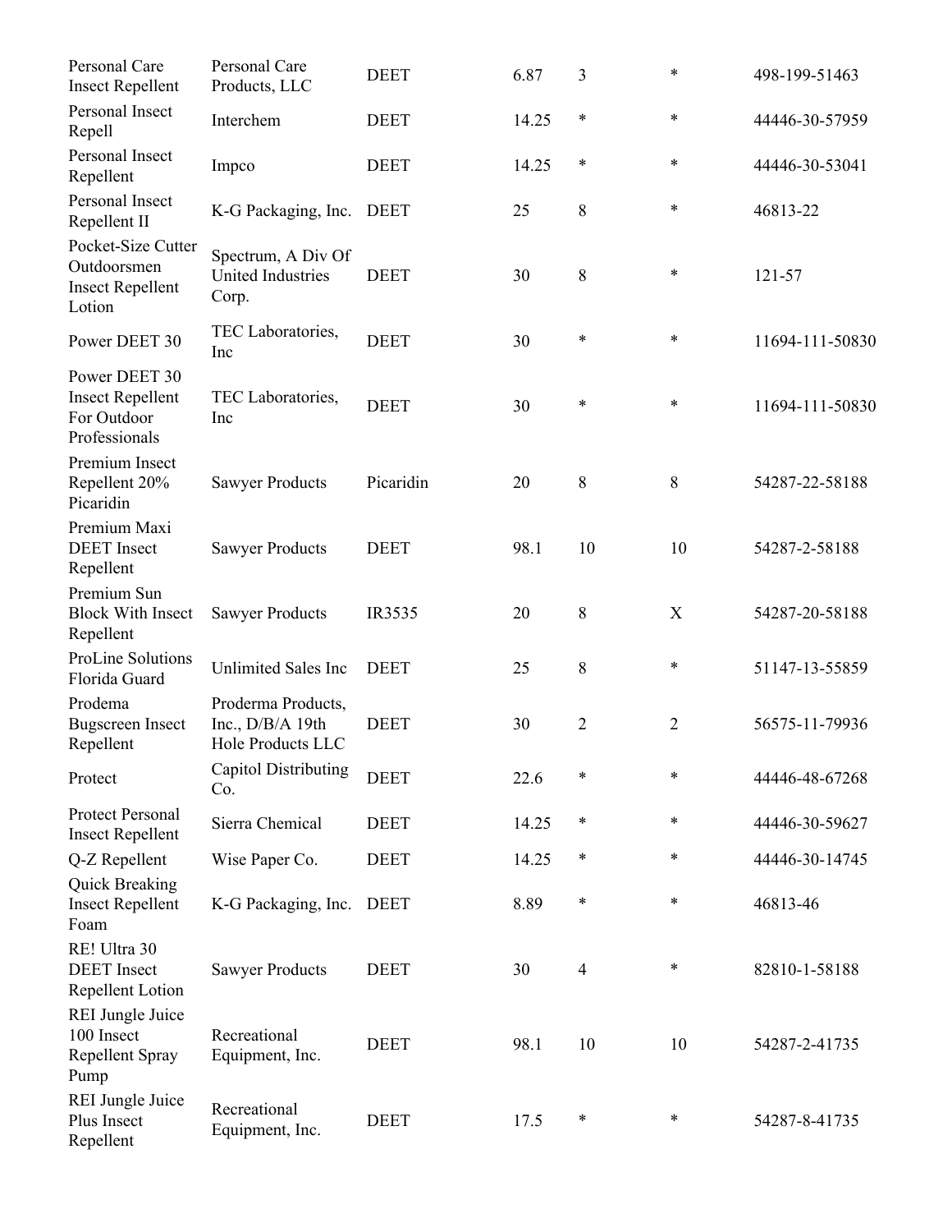| | | | | | | |
|---|---|---|---|---|---|---|
| Personal Care Insect Repellent | Personal Care Products, LLC | DEET | 6.87 | 3 | * | 498-199-51463 |
| Personal Insect Repell | Interchem | DEET | 14.25 | * | * | 44446-30-57959 |
| Personal Insect Repellent | Impco | DEET | 14.25 | * | * | 44446-30-53041 |
| Personal Insect Repellent II | K-G Packaging, Inc. | DEET | 25 | 8 | * | 46813-22 |
| Pocket-Size Cutter Outdoorsmen Insect Repellent Lotion | Spectrum, A Div Of United Industries Corp. | DEET | 30 | 8 | * | 121-57 |
| Power DEET 30 | TEC Laboratories, Inc | DEET | 30 | * | * | 11694-111-50830 |
| Power DEET 30 Insect Repellent For Outdoor Professionals | TEC Laboratories, Inc | DEET | 30 | * | * | 11694-111-50830 |
| Premium Insect Repellent 20% Picaridin | Sawyer Products | Picaridin | 20 | 8 | 8 | 54287-22-58188 |
| Premium Maxi DEET Insect Repellent | Sawyer Products | DEET | 98.1 | 10 | 10 | 54287-2-58188 |
| Premium Sun Block With Insect Repellent | Sawyer Products | IR3535 | 20 | 8 | X | 54287-20-58188 |
| ProLine Solutions Florida Guard | Unlimited Sales Inc | DEET | 25 | 8 | * | 51147-13-55859 |
| Prodema Bugscreen Insect Repellent | Proderma Products, Inc., D/B/A 19th Hole Products LLC | DEET | 30 | 2 | 2 | 56575-11-79936 |
| Protect | Capitol Distributing Co. | DEET | 22.6 | * | * | 44446-48-67268 |
| Protect Personal Insect Repellent | Sierra Chemical | DEET | 14.25 | * | * | 44446-30-59627 |
| Q-Z Repellent | Wise Paper Co. | DEET | 14.25 | * | * | 44446-30-14745 |
| Quick Breaking Insect Repellent Foam | K-G Packaging, Inc. | DEET | 8.89 | * | * | 46813-46 |
| RE! Ultra 30 DEET Insect Repellent Lotion | Sawyer Products | DEET | 30 | 4 | * | 82810-1-58188 |
| REI Jungle Juice 100 Insect Repellent Spray Pump | Recreational Equipment, Inc. | DEET | 98.1 | 10 | 10 | 54287-2-41735 |
| REI Jungle Juice Plus Insect Repellent | Recreational Equipment, Inc. | DEET | 17.5 | * | * | 54287-8-41735 |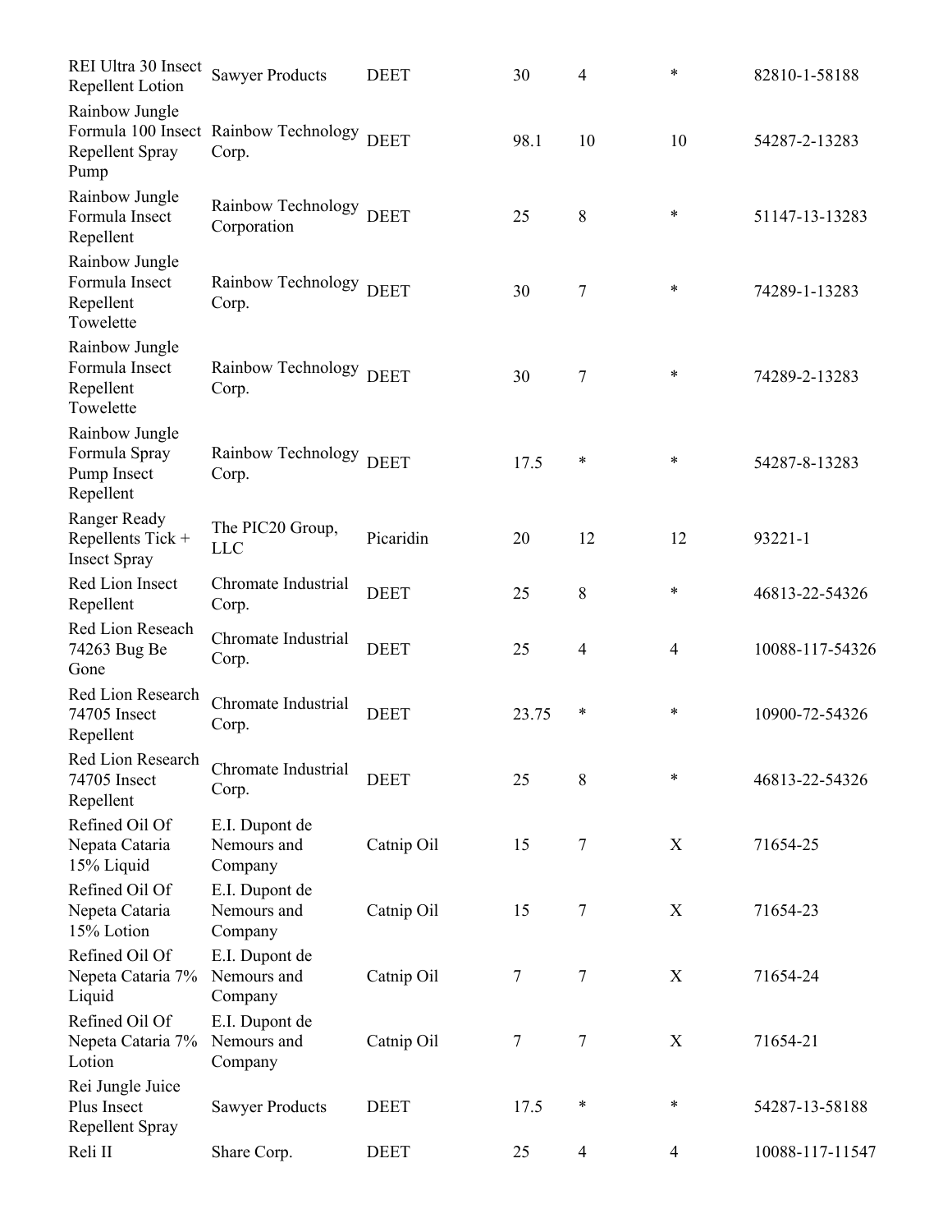| | | | | | | |
|---|---|---|---|---|---|---|
| REI Ultra 30 Insect Repellent Lotion | Sawyer Products | DEET | 30 | 4 | * | 82810-1-58188 |
| Rainbow Jungle Formula 100 Insect Repellent Spray Pump | Rainbow Technology Corp. | DEET | 98.1 | 10 | 10 | 54287-2-13283 |
| Rainbow Jungle Formula Insect Repellent | Rainbow Technology Corporation | DEET | 25 | 8 | * | 51147-13-13283 |
| Rainbow Jungle Formula Insect Repellent Towelette | Rainbow Technology Corp. | DEET | 30 | 7 | * | 74289-1-13283 |
| Rainbow Jungle Formula Insect Repellent Towelette | Rainbow Technology Corp. | DEET | 30 | 7 | * | 74289-2-13283 |
| Rainbow Jungle Formula Spray Pump Insect Repellent | Rainbow Technology Corp. | DEET | 17.5 | * | * | 54287-8-13283 |
| Ranger Ready Repellents Tick + Insect Spray | The PIC20 Group, LLC | Picaridin | 20 | 12 | 12 | 93221-1 |
| Red Lion Insect Repellent | Chromate Industrial Corp. | DEET | 25 | 8 | * | 46813-22-54326 |
| Red Lion Reseach 74263 Bug Be Gone | Chromate Industrial Corp. | DEET | 25 | 4 | 4 | 10088-117-54326 |
| Red Lion Research 74705 Insect Repellent | Chromate Industrial Corp. | DEET | 23.75 | * | * | 10900-72-54326 |
| Red Lion Research 74705 Insect Repellent | Chromate Industrial Corp. | DEET | 25 | 8 | * | 46813-22-54326 |
| Refined Oil Of Nepata Cataria 15% Liquid | E.I. Dupont de Nemours and Company | Catnip Oil | 15 | 7 | X | 71654-25 |
| Refined Oil Of Nepeta Cataria 15% Lotion | E.I. Dupont de Nemours and Company | Catnip Oil | 15 | 7 | X | 71654-23 |
| Refined Oil Of Nepeta Cataria 7% Liquid | E.I. Dupont de Nemours and Company | Catnip Oil | 7 | 7 | X | 71654-24 |
| Refined Oil Of Nepeta Cataria 7% Lotion | E.I. Dupont de Nemours and Company | Catnip Oil | 7 | 7 | X | 71654-21 |
| Rei Jungle Juice Plus Insect Repellent Spray | Sawyer Products | DEET | 17.5 | * | * | 54287-13-58188 |
| Reli II | Share Corp. | DEET | 25 | 4 | 4 | 10088-117-11547 |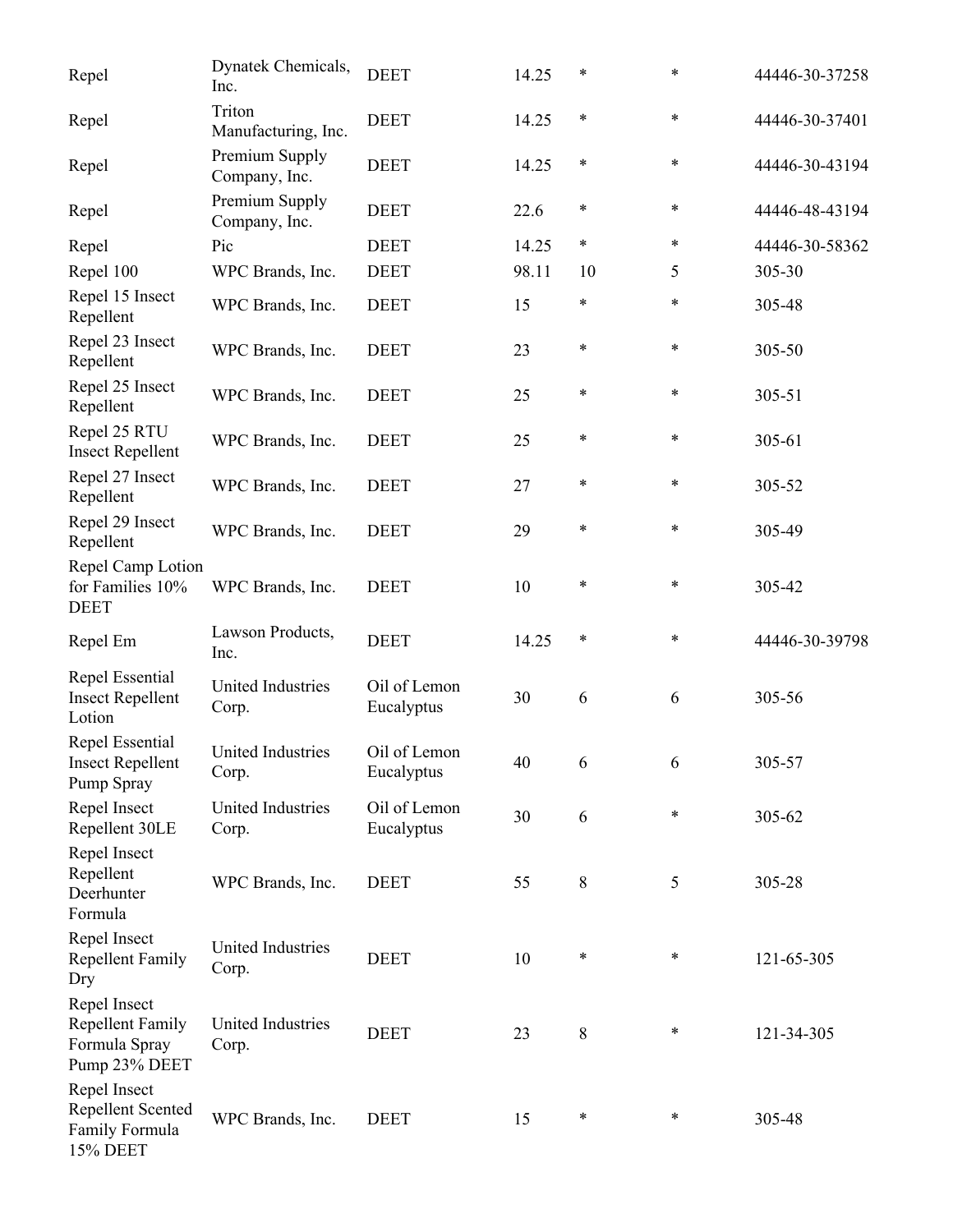| | | | | | | |
|---|---|---|---|---|---|---|
| Repel | Dynatek Chemicals, Inc. | DEET | 14.25 | * | * | 44446-30-37258 |
| Repel | Triton Manufacturing, Inc. | DEET | 14.25 | * | * | 44446-30-37401 |
| Repel | Premium Supply Company, Inc. | DEET | 14.25 | * | * | 44446-30-43194 |
| Repel | Premium Supply Company, Inc. | DEET | 22.6 | * | * | 44446-48-43194 |
| Repel | Pic | DEET | 14.25 | * | * | 44446-30-58362 |
| Repel 100 | WPC Brands, Inc. | DEET | 98.11 | 10 | 5 | 305-30 |
| Repel 15 Insect Repellent | WPC Brands, Inc. | DEET | 15 | * | * | 305-48 |
| Repel 23 Insect Repellent | WPC Brands, Inc. | DEET | 23 | * | * | 305-50 |
| Repel 25 Insect Repellent | WPC Brands, Inc. | DEET | 25 | * | * | 305-51 |
| Repel 25 RTU Insect Repellent | WPC Brands, Inc. | DEET | 25 | * | * | 305-61 |
| Repel 27 Insect Repellent | WPC Brands, Inc. | DEET | 27 | * | * | 305-52 |
| Repel 29 Insect Repellent | WPC Brands, Inc. | DEET | 29 | * | * | 305-49 |
| Repel Camp Lotion for Families 10% DEET | WPC Brands, Inc. | DEET | 10 | * | * | 305-42 |
| Repel Em | Lawson Products, Inc. | DEET | 14.25 | * | * | 44446-30-39798 |
| Repel Essential Insect Repellent Lotion | United Industries Corp. | Oil of Lemon Eucalyptus | 30 | 6 | 6 | 305-56 |
| Repel Essential Insect Repellent Pump Spray | United Industries Corp. | Oil of Lemon Eucalyptus | 40 | 6 | 6 | 305-57 |
| Repel Insect Repellent 30LE | United Industries Corp. | Oil of Lemon Eucalyptus | 30 | 6 | * | 305-62 |
| Repel Insect Repellent Deerhunter Formula | WPC Brands, Inc. | DEET | 55 | 8 | 5 | 305-28 |
| Repel Insect Repellent Family Dry | United Industries Corp. | DEET | 10 | * | * | 121-65-305 |
| Repel Insect Repellent Family Formula Spray Pump 23% DEET | United Industries Corp. | DEET | 23 | 8 | * | 121-34-305 |
| Repel Insect Repellent Scented Family Formula 15% DEET | WPC Brands, Inc. | DEET | 15 | * | * | 305-48 |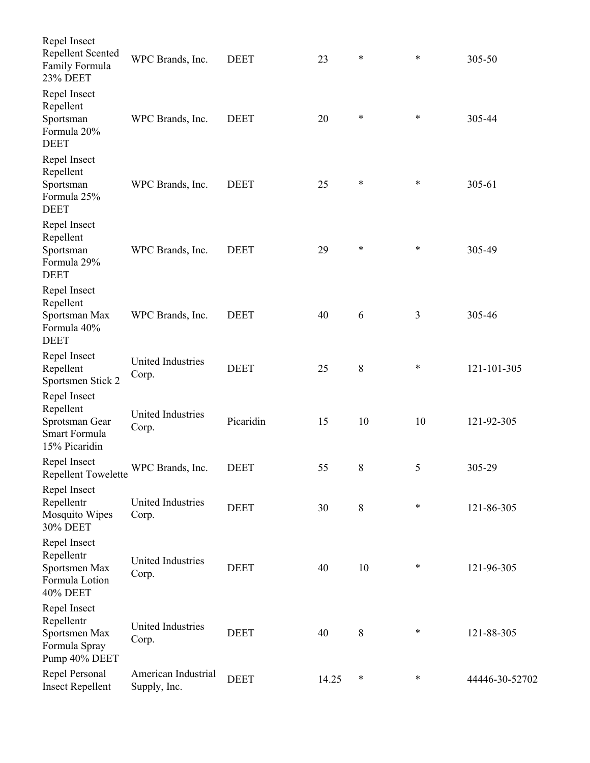| | | | | | | |
|---|---|---|---|---|---|---|
| Repel Insect Repellent Scented Family Formula 23% DEET | WPC Brands, Inc. | DEET | 23 | * | * | 305-50 |
| Repel Insect Repellent Sportsman Formula 20% DEET | WPC Brands, Inc. | DEET | 20 | * | * | 305-44 |
| Repel Insect Repellent Sportsman Formula 25% DEET | WPC Brands, Inc. | DEET | 25 | * | * | 305-61 |
| Repel Insect Repellent Sportsman Formula 29% DEET | WPC Brands, Inc. | DEET | 29 | * | * | 305-49 |
| Repel Insect Repellent Sportsman Max Formula 40% DEET | WPC Brands, Inc. | DEET | 40 | 6 | 3 | 305-46 |
| Repel Insect Repellent Sportsmen Stick 2 | United Industries Corp. | DEET | 25 | 8 | * | 121-101-305 |
| Repel Insect Repellent Sprotsman Gear Smart Formula 15% Picaridin | United Industries Corp. | Picaridin | 15 | 10 | 10 | 121-92-305 |
| Repel Insect Repellent Towelette | WPC Brands, Inc. | DEET | 55 | 8 | 5 | 305-29 |
| Repel Insect Repellentr Mosquito Wipes 30% DEET | United Industries Corp. | DEET | 30 | 8 | * | 121-86-305 |
| Repel Insect Repellentr Sportsmen Max Formula Lotion 40% DEET | United Industries Corp. | DEET | 40 | 10 | * | 121-96-305 |
| Repel Insect Repellentr Sportsmen Max Formula Spray Pump 40% DEET | United Industries Corp. | DEET | 40 | 8 | * | 121-88-305 |
| Repel Personal Insect Repellent | American Industrial Supply, Inc. | DEET | 14.25 | * | * | 44446-30-52702 |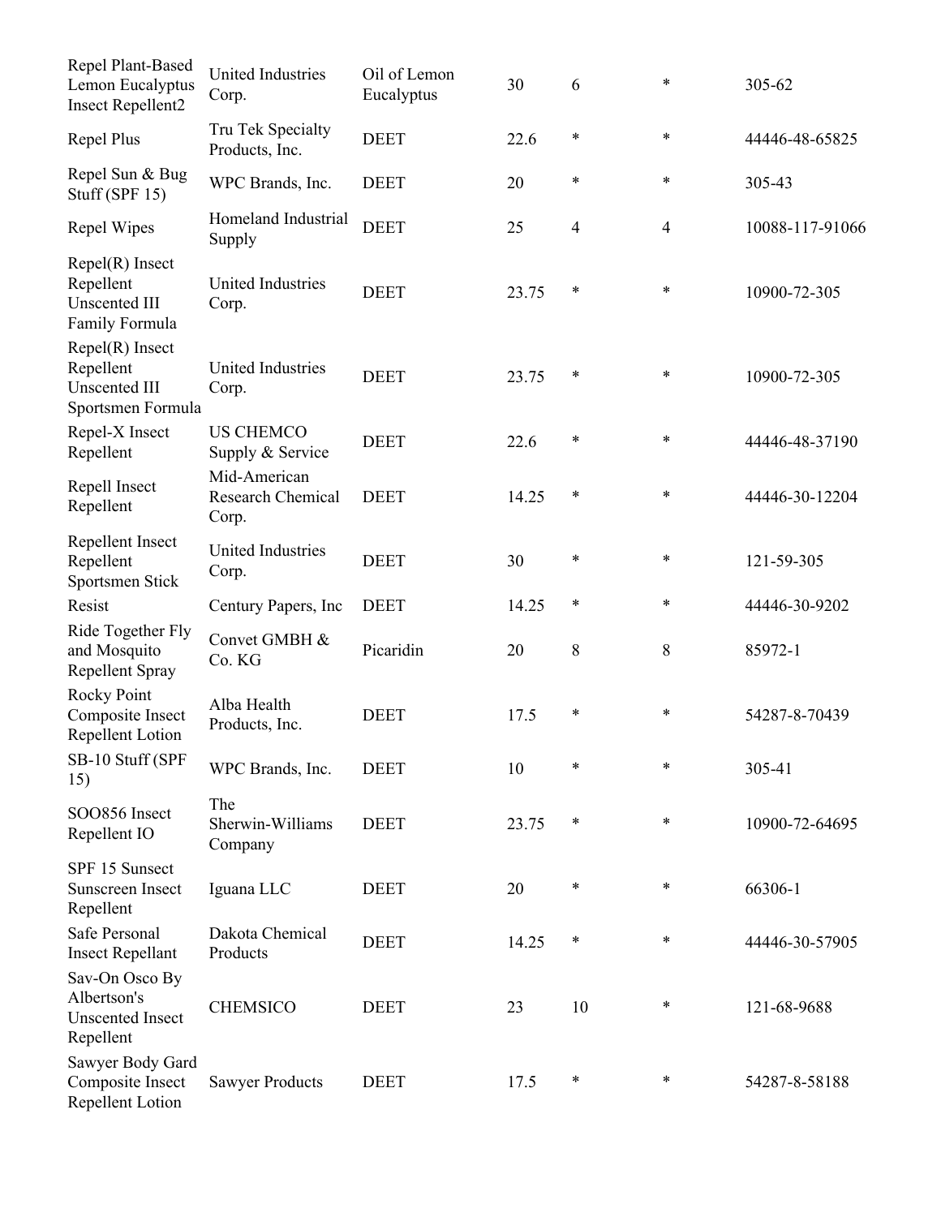| | | | | | | |
|---|---|---|---|---|---|---|
| Repel Plant-Based Lemon Eucalyptus Insect Repellent2 | United Industries Corp. | Oil of Lemon Eucalyptus | 30 | 6 | * | 305-62 |
| Repel Plus | Tru Tek Specialty Products, Inc. | DEET | 22.6 | * | * | 44446-48-65825 |
| Repel Sun & Bug Stuff (SPF 15) | WPC Brands, Inc. | DEET | 20 | * | * | 305-43 |
| Repel Wipes | Homeland Industrial Supply | DEET | 25 | 4 | 4 | 10088-117-91066 |
| Repel(R) Insect Repellent Unscented III Family Formula | United Industries Corp. | DEET | 23.75 | * | * | 10900-72-305 |
| Repel(R) Insect Repellent Unscented III Sportsmen Formula | United Industries Corp. | DEET | 23.75 | * | * | 10900-72-305 |
| Repel-X Insect Repellent | US CHEMCO Supply & Service | DEET | 22.6 | * | * | 44446-48-37190 |
| Repell Insect Repellent | Mid-American Research Chemical Corp. | DEET | 14.25 | * | * | 44446-30-12204 |
| Repellent Insect Repellent Sportsmen Stick | United Industries Corp. | DEET | 30 | * | * | 121-59-305 |
| Resist | Century Papers, Inc | DEET | 14.25 | * | * | 44446-30-9202 |
| Ride Together Fly and Mosquito Repellent Spray | Convet GMBH & Co. KG | Picaridin | 20 | 8 | 8 | 85972-1 |
| Rocky Point Composite Insect Repellent Lotion | Alba Health Products, Inc. | DEET | 17.5 | * | * | 54287-8-70439 |
| SB-10 Stuff (SPF 15) | WPC Brands, Inc. | DEET | 10 | * | * | 305-41 |
| SOO856 Insect Repellent IO | The Sherwin-Williams Company | DEET | 23.75 | * | * | 10900-72-64695 |
| SPF 15 Sunsect Sunscreen Insect Repellent | Iguana LLC | DEET | 20 | * | * | 66306-1 |
| Safe Personal Insect Repellant | Dakota Chemical Products | DEET | 14.25 | * | * | 44446-30-57905 |
| Sav-On Osco By Albertson's Unscented Insect Repellent | CHEMSICO | DEET | 23 | 10 | * | 121-68-9688 |
| Sawyer Body Gard Composite Insect Repellent Lotion | Sawyer Products | DEET | 17.5 | * | * | 54287-8-58188 |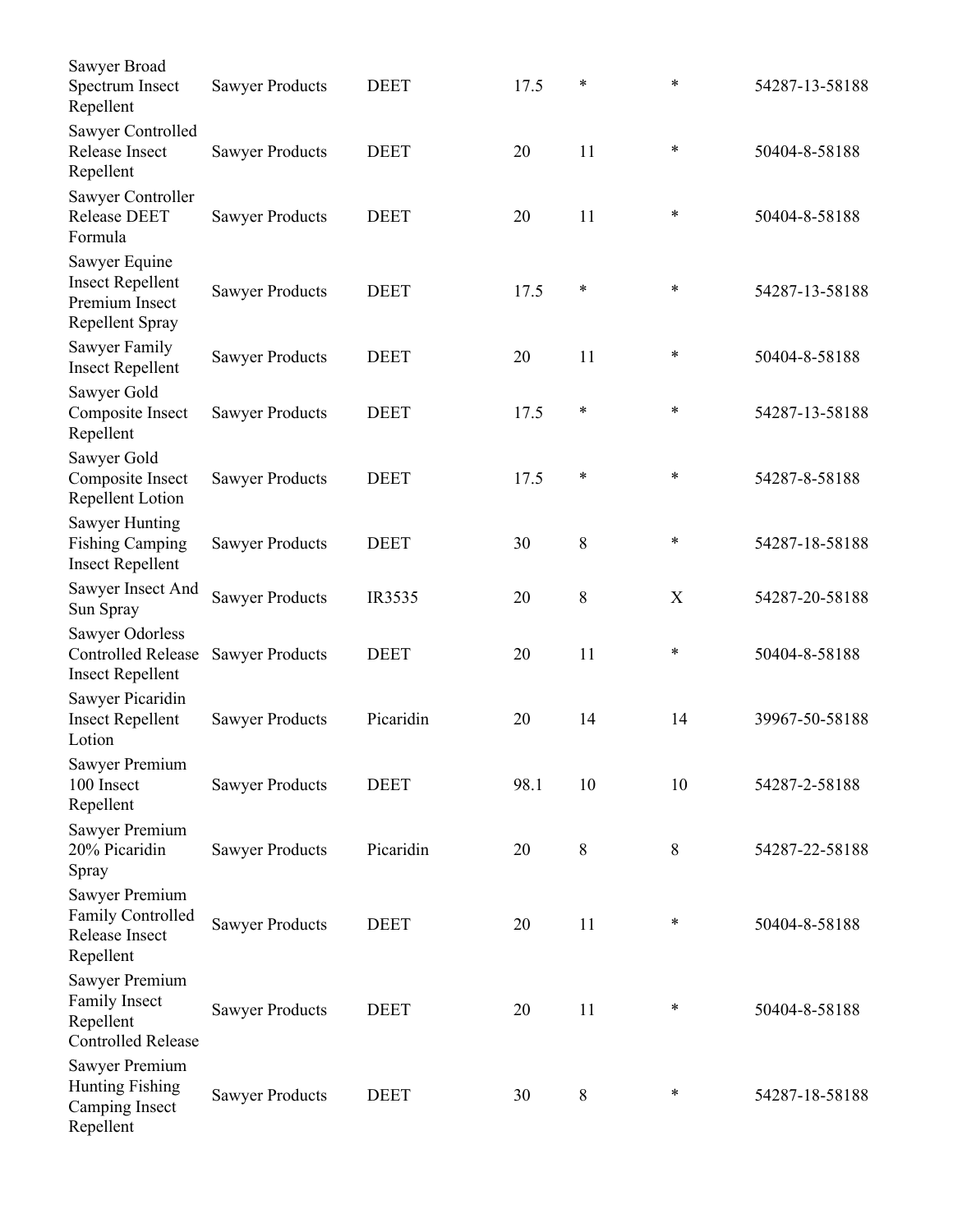| | | | | | | |
|---|---|---|---|---|---|---|
| Sawyer Broad Spectrum Insect Repellent | Sawyer Products | DEET | 17.5 | * | * | 54287-13-58188 |
| Sawyer Controlled Release Insect Repellent | Sawyer Products | DEET | 20 | 11 | * | 50404-8-58188 |
| Sawyer Controller Release DEET Formula | Sawyer Products | DEET | 20 | 11 | * | 50404-8-58188 |
| Sawyer Equine Insect Repellent Premium Insect Repellent Spray | Sawyer Products | DEET | 17.5 | * | * | 54287-13-58188 |
| Sawyer Family Insect Repellent | Sawyer Products | DEET | 20 | 11 | * | 50404-8-58188 |
| Sawyer Gold Composite Insect Repellent | Sawyer Products | DEET | 17.5 | * | * | 54287-13-58188 |
| Sawyer Gold Composite Insect Repellent Lotion | Sawyer Products | DEET | 17.5 | * | * | 54287-8-58188 |
| Sawyer Hunting Fishing Camping Insect Repellent | Sawyer Products | DEET | 30 | 8 | * | 54287-18-58188 |
| Sawyer Insect And Sun Spray | Sawyer Products | IR3535 | 20 | 8 | X | 54287-20-58188 |
| Sawyer Odorless Controlled Release Insect Repellent | Sawyer Products | DEET | 20 | 11 | * | 50404-8-58188 |
| Sawyer Picaridin Insect Repellent Lotion | Sawyer Products | Picaridin | 20 | 14 | 14 | 39967-50-58188 |
| Sawyer Premium 100 Insect Repellent | Sawyer Products | DEET | 98.1 | 10 | 10 | 54287-2-58188 |
| Sawyer Premium 20% Picaridin Spray | Sawyer Products | Picaridin | 20 | 8 | 8 | 54287-22-58188 |
| Sawyer Premium Family Controlled Release Insect Repellent | Sawyer Products | DEET | 20 | 11 | * | 50404-8-58188 |
| Sawyer Premium Family Insect Repellent Controlled Release | Sawyer Products | DEET | 20 | 11 | * | 50404-8-58188 |
| Sawyer Premium Hunting Fishing Camping Insect Repellent | Sawyer Products | DEET | 30 | 8 | * | 54287-18-58188 |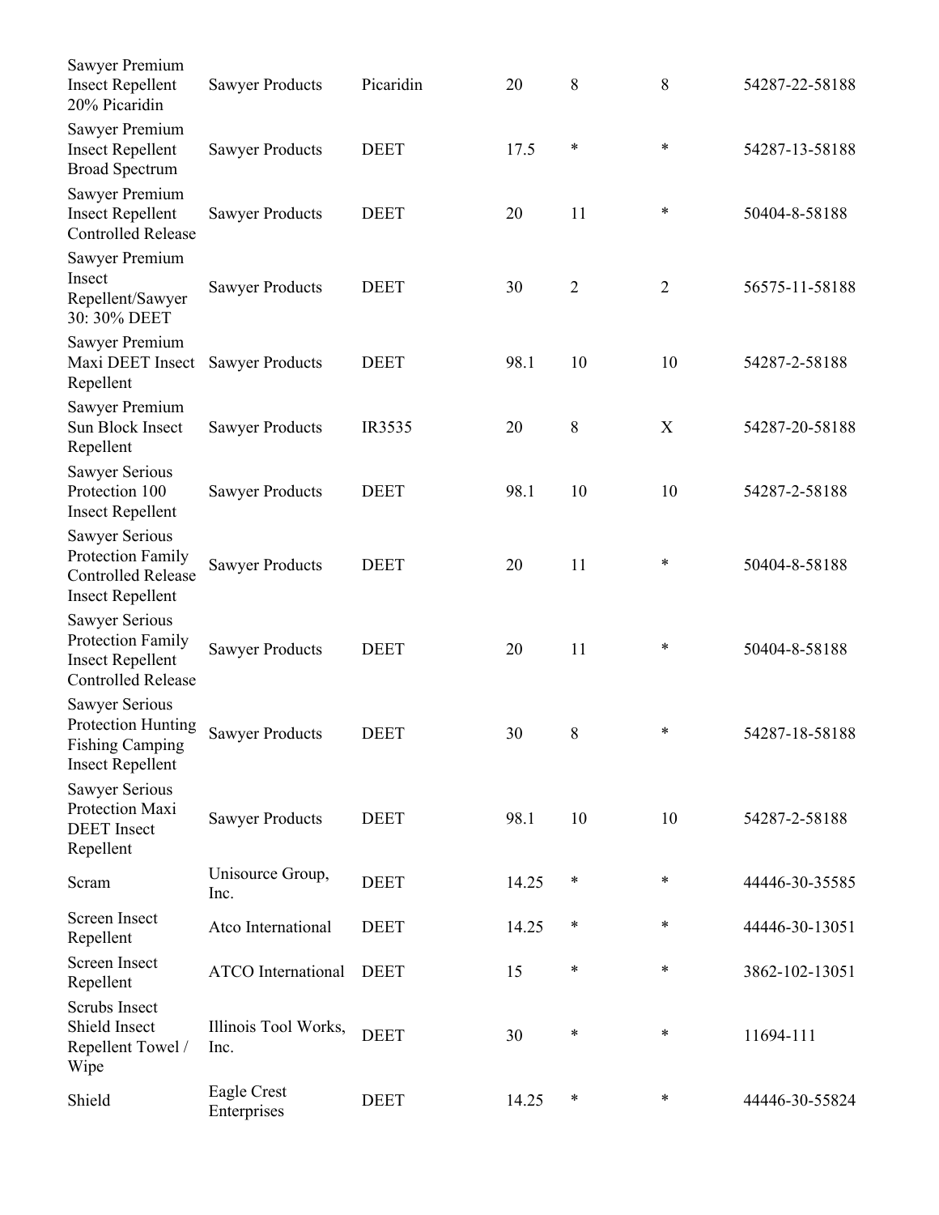| | | | | | | |
|---|---|---|---|---|---|---|
| Sawyer Premium Insect Repellent 20% Picaridin | Sawyer Products | Picaridin | 20 | 8 | 8 | 54287-22-58188 |
| Sawyer Premium Insect Repellent Broad Spectrum | Sawyer Products | DEET | 17.5 | * | * | 54287-13-58188 |
| Sawyer Premium Insect Repellent Controlled Release | Sawyer Products | DEET | 20 | 11 | * | 50404-8-58188 |
| Sawyer Premium Insect Repellent/Sawyer 30: 30% DEET | Sawyer Products | DEET | 30 | 2 | 2 | 56575-11-58188 |
| Sawyer Premium Maxi DEET Insect Repellent | Sawyer Products | DEET | 98.1 | 10 | 10 | 54287-2-58188 |
| Sawyer Premium Sun Block Insect Repellent | Sawyer Products | IR3535 | 20 | 8 | X | 54287-20-58188 |
| Sawyer Serious Protection 100 Insect Repellent | Sawyer Products | DEET | 98.1 | 10 | 10 | 54287-2-58188 |
| Sawyer Serious Protection Family Controlled Release Insect Repellent | Sawyer Products | DEET | 20 | 11 | * | 50404-8-58188 |
| Sawyer Serious Protection Family Insect Repellent Controlled Release | Sawyer Products | DEET | 20 | 11 | * | 50404-8-58188 |
| Sawyer Serious Protection Hunting Fishing Camping Insect Repellent | Sawyer Products | DEET | 30 | 8 | * | 54287-18-58188 |
| Sawyer Serious Protection Maxi DEET Insect Repellent | Sawyer Products | DEET | 98.1 | 10 | 10 | 54287-2-58188 |
| Scram | Unisource Group, Inc. | DEET | 14.25 | * | * | 44446-30-35585 |
| Screen Insect Repellent | Atco International | DEET | 14.25 | * | * | 44446-30-13051 |
| Screen Insect Repellent | ATCO International | DEET | 15 | * | * | 3862-102-13051 |
| Scrubs Insect Shield Insect Repellent Towel / Wipe | Illinois Tool Works, Inc. | DEET | 30 | * | * | 11694-111 |
| Shield | Eagle Crest Enterprises | DEET | 14.25 | * | * | 44446-30-55824 |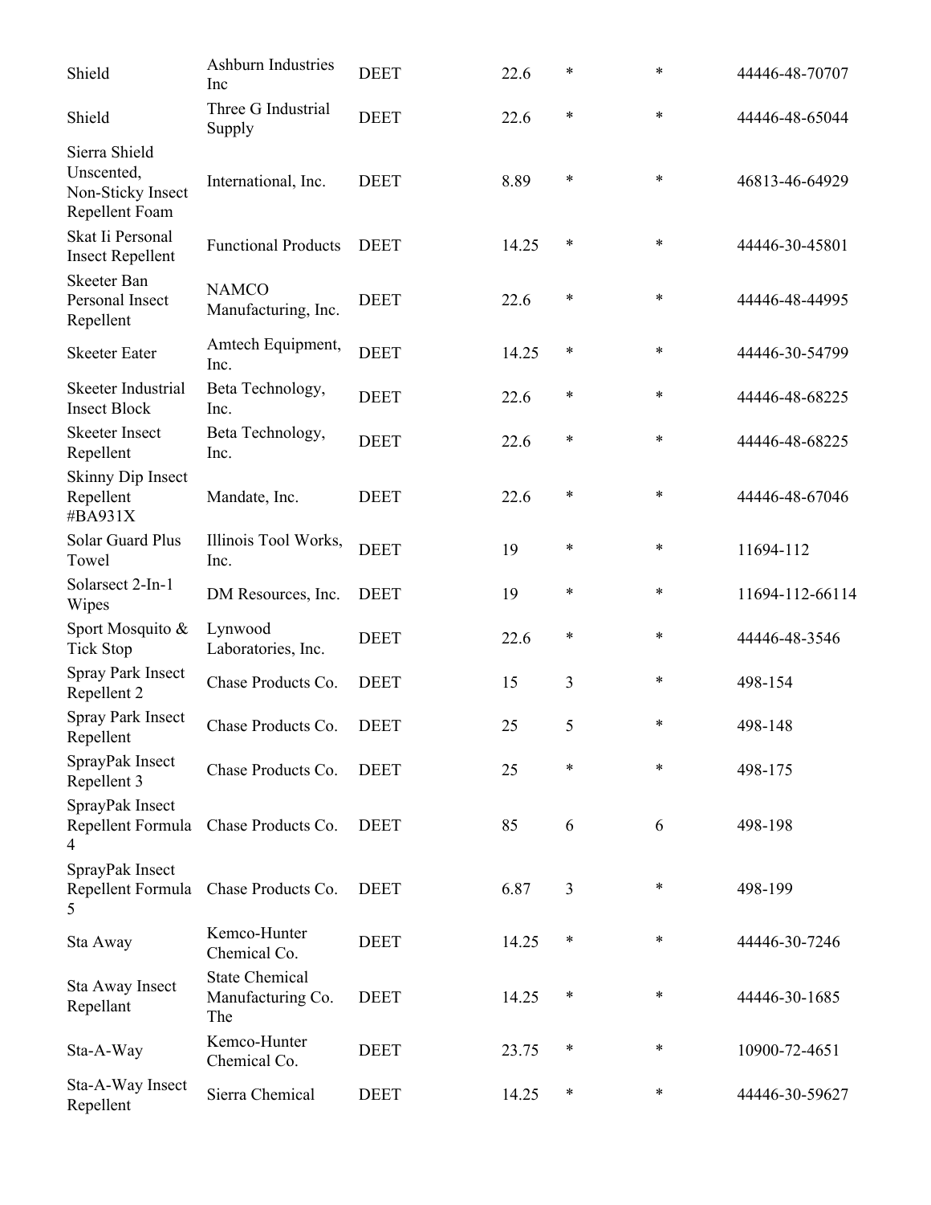| | | | | | | |
|---|---|---|---|---|---|---|
| Shield | Ashburn Industries Inc | DEET | 22.6 | * | * | 44446-48-70707 |
| Shield | Three G Industrial Supply | DEET | 22.6 | * | * | 44446-48-65044 |
| Sierra Shield Unscented, Non-Sticky Insect Repellent Foam | International, Inc. | DEET | 8.89 | * | * | 46813-46-64929 |
| Skat Ii Personal Insect Repellent | Functional Products | DEET | 14.25 | * | * | 44446-30-45801 |
| Skeeter Ban Personal Insect Repellent | NAMCO Manufacturing, Inc. | DEET | 22.6 | * | * | 44446-48-44995 |
| Skeeter Eater | Amtech Equipment, Inc. | DEET | 14.25 | * | * | 44446-30-54799 |
| Skeeter Industrial Insect Block | Beta Technology, Inc. | DEET | 22.6 | * | * | 44446-48-68225 |
| Skeeter Insect Repellent | Beta Technology, Inc. | DEET | 22.6 | * | * | 44446-48-68225 |
| Skinny Dip Insect Repellent #BA931X | Mandate, Inc. | DEET | 22.6 | * | * | 44446-48-67046 |
| Solar Guard Plus Towel | Illinois Tool Works, Inc. | DEET | 19 | * | * | 11694-112 |
| Solarsect 2-In-1 Wipes | DM Resources, Inc. | DEET | 19 | * | * | 11694-112-66114 |
| Sport Mosquito & Tick Stop | Lynwood Laboratories, Inc. | DEET | 22.6 | * | * | 44446-48-3546 |
| Spray Park Insect Repellent 2 | Chase Products Co. | DEET | 15 | 3 | * | 498-154 |
| Spray Park Insect Repellent | Chase Products Co. | DEET | 25 | 5 | * | 498-148 |
| SprayPak Insect Repellent 3 | Chase Products Co. | DEET | 25 | * | * | 498-175 |
| SprayPak Insect Repellent Formula 4 | Chase Products Co. | DEET | 85 | 6 | 6 | 498-198 |
| SprayPak Insect Repellent Formula 5 | Chase Products Co. | DEET | 6.87 | 3 | * | 498-199 |
| Sta Away | Kemco-Hunter Chemical Co. | DEET | 14.25 | * | * | 44446-30-7246 |
| Sta Away Insect Repellant | State Chemical Manufacturing Co. The | DEET | 14.25 | * | * | 44446-30-1685 |
| Sta-A-Way | Kemco-Hunter Chemical Co. | DEET | 23.75 | * | * | 10900-72-4651 |
| Sta-A-Way Insect Repellent | Sierra Chemical | DEET | 14.25 | * | * | 44446-30-59627 |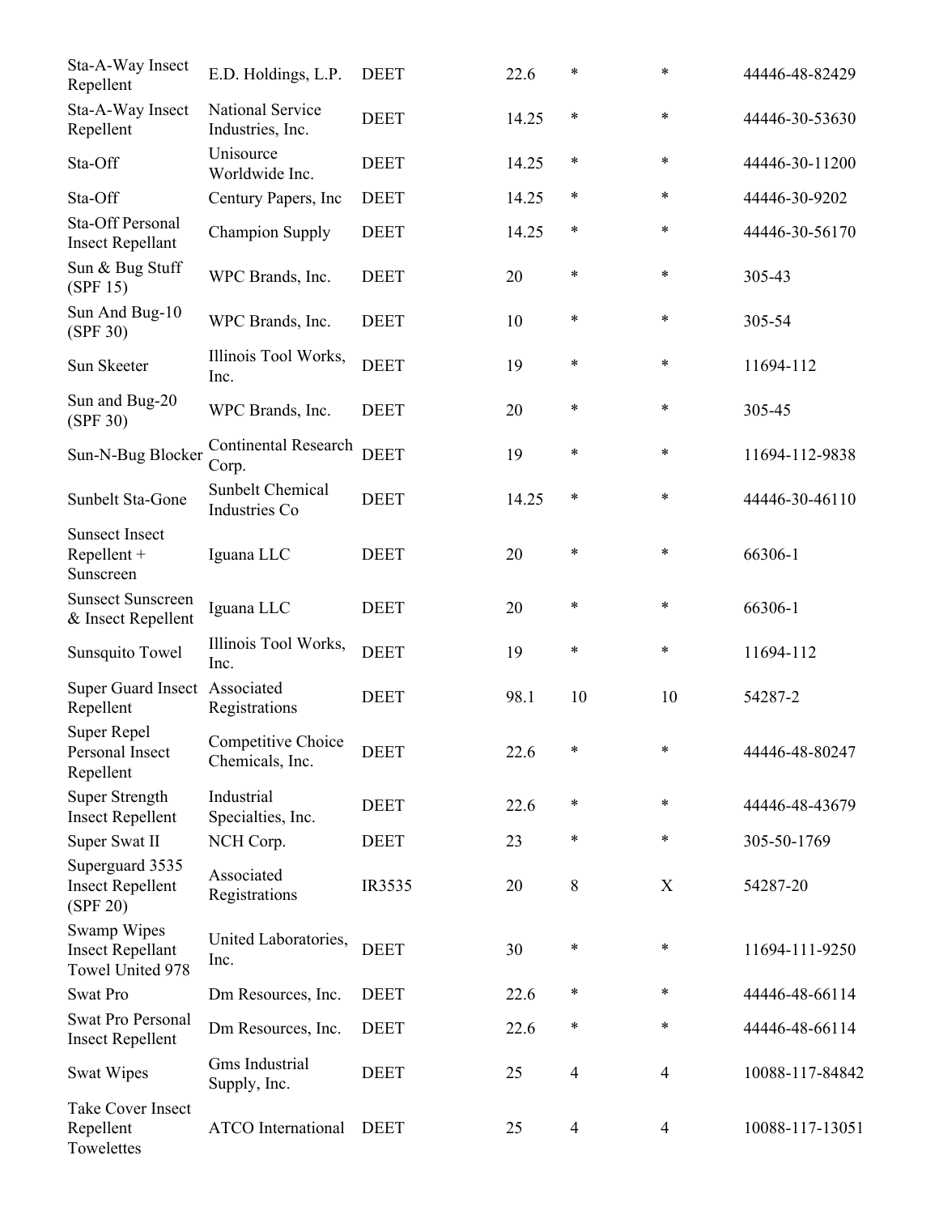| | | | | | | |
|---|---|---|---|---|---|---|
| Sta-A-Way Insect Repellent | E.D. Holdings, L.P. | DEET | 22.6 | * | * | 44446-48-82429 |
| Sta-A-Way Insect Repellent | National Service Industries, Inc. | DEET | 14.25 | * | * | 44446-30-53630 |
| Sta-Off | Unisource Worldwide Inc. | DEET | 14.25 | * | * | 44446-30-11200 |
| Sta-Off | Century Papers, Inc | DEET | 14.25 | * | * | 44446-30-9202 |
| Sta-Off Personal Insect Repellant | Champion Supply | DEET | 14.25 | * | * | 44446-30-56170 |
| Sun & Bug Stuff (SPF 15) | WPC Brands, Inc. | DEET | 20 | * | * | 305-43 |
| Sun And Bug-10 (SPF 30) | WPC Brands, Inc. | DEET | 10 | * | * | 305-54 |
| Sun Skeeter | Illinois Tool Works, Inc. | DEET | 19 | * | * | 11694-112 |
| Sun and Bug-20 (SPF 30) | WPC Brands, Inc. | DEET | 20 | * | * | 305-45 |
| Sun-N-Bug Blocker | Continental Research Corp. | DEET | 19 | * | * | 11694-112-9838 |
| Sunbelt Sta-Gone | Sunbelt Chemical Industries Co | DEET | 14.25 | * | * | 44446-30-46110 |
| Sunsect Insect Repellent + Sunscreen | Iguana LLC | DEET | 20 | * | * | 66306-1 |
| Sunsect Sunscreen & Insect Repellent | Iguana LLC | DEET | 20 | * | * | 66306-1 |
| Sunsquito Towel | Illinois Tool Works, Inc. | DEET | 19 | * | * | 11694-112 |
| Super Guard Insect Repellent | Associated Registrations | DEET | 98.1 | 10 | 10 | 54287-2 |
| Super Repel Personal Insect Repellent | Competitive Choice Chemicals, Inc. | DEET | 22.6 | * | * | 44446-48-80247 |
| Super Strength Insect Repellent | Industrial Specialties, Inc. | DEET | 22.6 | * | * | 44446-48-43679 |
| Super Swat II | NCH Corp. | DEET | 23 | * | * | 305-50-1769 |
| Superguard 3535 Insect Repellent (SPF 20) | Associated Registrations | IR3535 | 20 | 8 | X | 54287-20 |
| Swamp Wipes Insect Repellant Towel United 978 | United Laboratories, Inc. | DEET | 30 | * | * | 11694-111-9250 |
| Swat Pro | Dm Resources, Inc. | DEET | 22.6 | * | * | 44446-48-66114 |
| Swat Pro Personal Insect Repellent | Dm Resources, Inc. | DEET | 22.6 | * | * | 44446-48-66114 |
| Swat Wipes | Gms Industrial Supply, Inc. | DEET | 25 | 4 | 4 | 10088-117-84842 |
| Take Cover Insect Repellent Towelettes | ATCO International | DEET | 25 | 4 | 4 | 10088-117-13051 |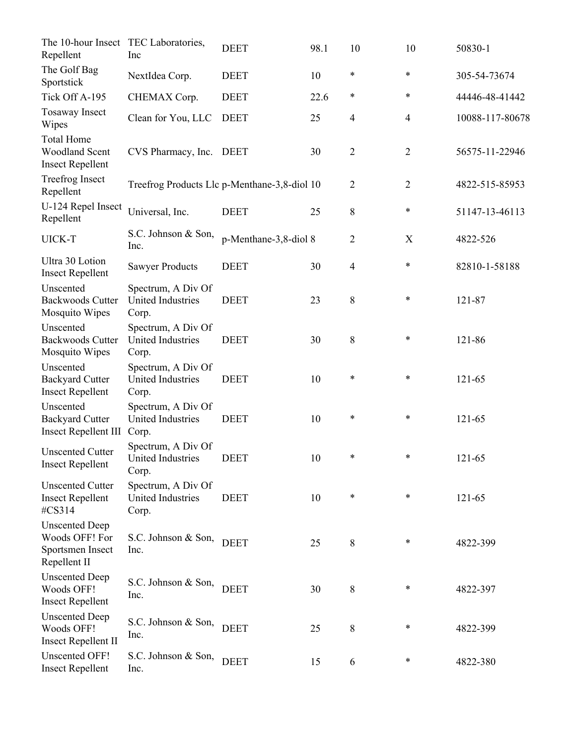| | | | | | | |
|---|---|---|---|---|---|---|
| The 10-hour Insect Repellent | TEC Laboratories, Inc | DEET | 98.1 | 10 | 10 | 50830-1 |
| The Golf Bag Sportstick | NextIdea Corp. | DEET | 10 | * | * | 305-54-73674 |
| Tick Off A-195 | CHEMAX Corp. | DEET | 22.6 | * | * | 44446-48-41442 |
| Tosaway Insect Wipes | Clean for You, LLC | DEET | 25 | 4 | 4 | 10088-117-80678 |
| Total Home Woodland Scent Insect Repellent | CVS Pharmacy, Inc. | DEET | 30 | 2 | 2 | 56575-11-22946 |
| Treefrog Insect Repellent | Treefrog Products Llc | p-Menthane-3,8-diol | 10 | 2 | 2 | 4822-515-85953 |
| U-124 Repel Insect Repellent | Universal, Inc. | DEET | 25 | 8 | * | 51147-13-46113 |
| UICK-T | S.C. Johnson & Son, Inc. | p-Menthane-3,8-diol | 8 | 2 | X | 4822-526 |
| Ultra 30 Lotion Insect Repellent | Sawyer Products | DEET | 30 | 4 | * | 82810-1-58188 |
| Unscented Backwoods Cutter Mosquito Wipes | Spectrum, A Div Of United Industries Corp. | DEET | 23 | 8 | * | 121-87 |
| Unscented Backwoods Cutter Mosquito Wipes | Spectrum, A Div Of United Industries Corp. | DEET | 30 | 8 | * | 121-86 |
| Unscented Backyard Cutter Insect Repellent | Spectrum, A Div Of United Industries Corp. | DEET | 10 | * | * | 121-65 |
| Unscented Backyard Cutter Insect Repellent III | Spectrum, A Div Of United Industries Corp. | DEET | 10 | * | * | 121-65 |
| Unscented Cutter Insect Repellent | Spectrum, A Div Of United Industries Corp. | DEET | 10 | * | * | 121-65 |
| Unscented Cutter Insect Repellent #CS314 | Spectrum, A Div Of United Industries Corp. | DEET | 10 | * | * | 121-65 |
| Unscented Deep Woods OFF! For Sportsmen Insect Repellent II | S.C. Johnson & Son, Inc. | DEET | 25 | 8 | * | 4822-399 |
| Unscented Deep Woods OFF! Insect Repellent | S.C. Johnson & Son, Inc. | DEET | 30 | 8 | * | 4822-397 |
| Unscented Deep Woods OFF! Insect Repellent II | S.C. Johnson & Son, Inc. | DEET | 25 | 8 | * | 4822-399 |
| Unscented OFF! Insect Repellent | S.C. Johnson & Son, Inc. | DEET | 15 | 6 | * | 4822-380 |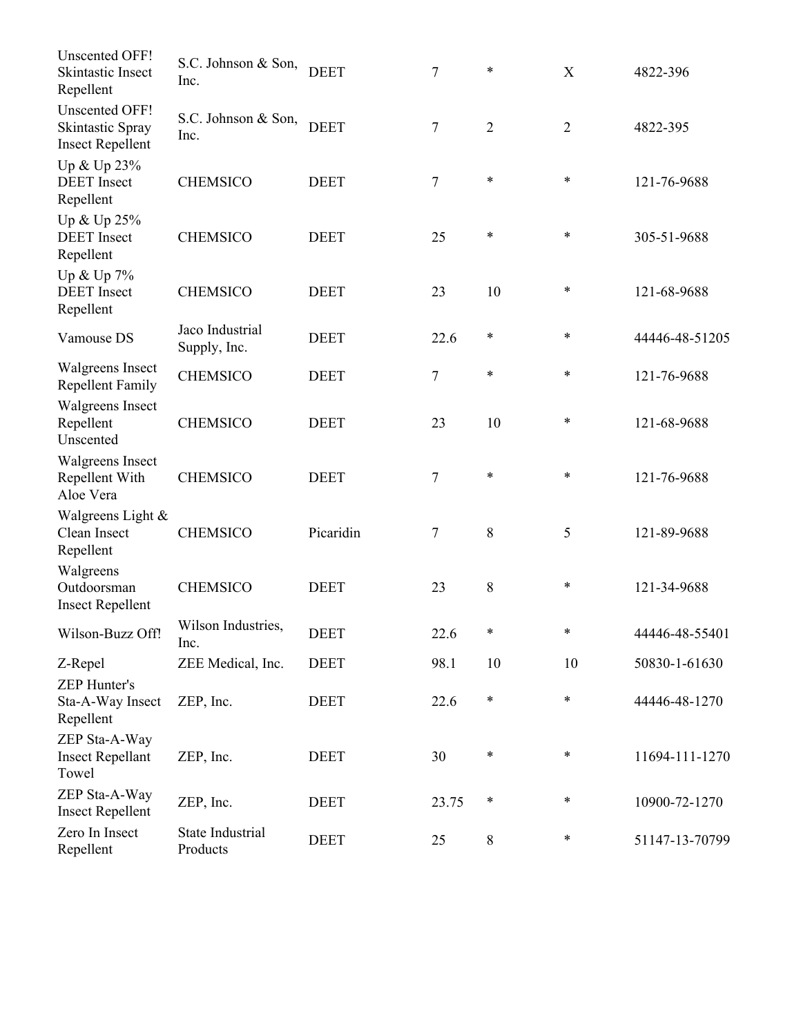| | | | | | | |
|---|---|---|---|---|---|---|
| Unscented OFF! Skintastic Insect Repellent | S.C. Johnson & Son, Inc. | DEET | 7 | * | X | 4822-396 |
| Unscented OFF! Skintastic Spray Insect Repellent | S.C. Johnson & Son, Inc. | DEET | 7 | 2 | 2 | 4822-395 |
| Up & Up 23% DEET Insect Repellent | CHEMSICO | DEET | 7 | * | * | 121-76-9688 |
| Up & Up 25% DEET Insect Repellent | CHEMSICO | DEET | 25 | * | * | 305-51-9688 |
| Up & Up 7% DEET Insect Repellent | CHEMSICO | DEET | 23 | 10 | * | 121-68-9688 |
| Vamouse DS | Jaco Industrial Supply, Inc. | DEET | 22.6 | * | * | 44446-48-51205 |
| Walgreens Insect Repellent Family | CHEMSICO | DEET | 7 | * | * | 121-76-9688 |
| Walgreens Insect Repellent Unscented | CHEMSICO | DEET | 23 | 10 | * | 121-68-9688 |
| Walgreens Insect Repellent With Aloe Vera | CHEMSICO | DEET | 7 | * | * | 121-76-9688 |
| Walgreens Light & Clean Insect Repellent | CHEMSICO | Picaridin | 7 | 8 | 5 | 121-89-9688 |
| Walgreens Outdoorsman Insect Repellent | CHEMSICO | DEET | 23 | 8 | * | 121-34-9688 |
| Wilson-Buzz Off! | Wilson Industries, Inc. | DEET | 22.6 | * | * | 44446-48-55401 |
| Z-Repel | ZEE Medical, Inc. | DEET | 98.1 | 10 | 10 | 50830-1-61630 |
| ZEP Hunter's Sta-A-Way Insect Repellent | ZEP, Inc. | DEET | 22.6 | * | * | 44446-48-1270 |
| ZEP Sta-A-Way Insect Repellant Towel | ZEP, Inc. | DEET | 30 | * | * | 11694-111-1270 |
| ZEP Sta-A-Way Insect Repellent | ZEP, Inc. | DEET | 23.75 | * | * | 10900-72-1270 |
| Zero In Insect Repellent | State Industrial Products | DEET | 25 | 8 | * | 51147-13-70799 |